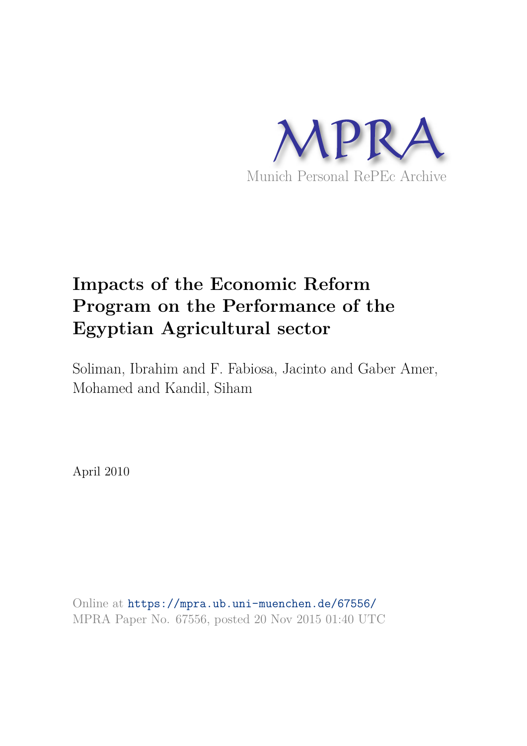MPRA

Munich Personal RePEc Archive

# Impacts of the Economic Reform Program on the Performance of the Egyptian Agricultural sector

Soliman, Ibrahim and F. Fabiosa, Jacinto and Gaber Amer, Mohamed and Kandil, Siham

April 2010

Online at https://mpra.ub.uni-muenchen.de/67556/
MPRA Paper No. 67556, posted 20 Nov 2015 01:40 UTC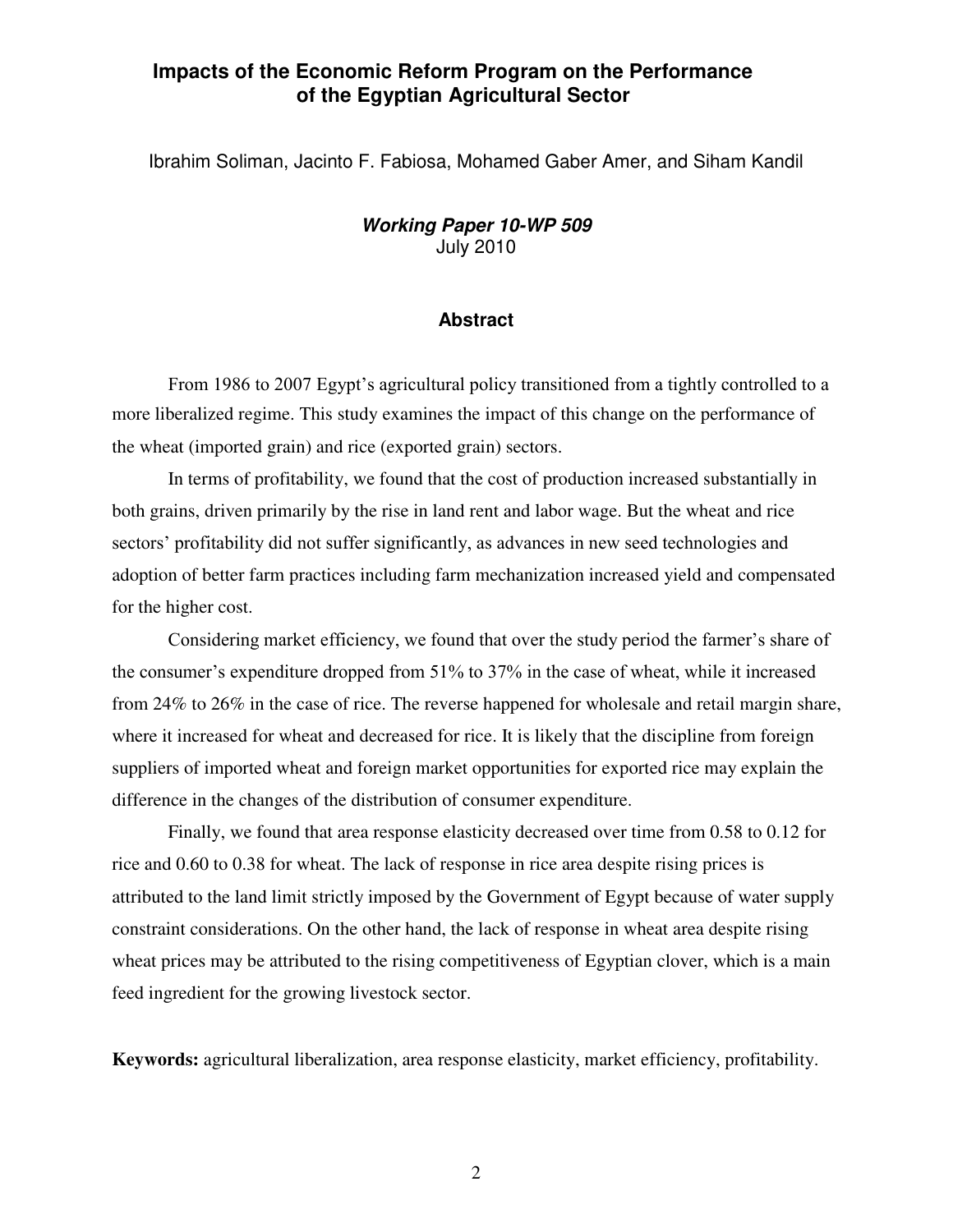# Impacts of the Economic Reform Program on the Performance of the Egyptian Agricultural Sector

Ibrahim Soliman, Jacinto F. Fabiosa, Mohamed Gaber Amer, and Siham Kandil

***Working Paper 10-WP 509***
July 2010

## Abstract

From 1986 to 2007 Egypt's agricultural policy transitioned from a tightly controlled to a more liberalized regime. This study examines the impact of this change on the performance of the wheat (imported grain) and rice (exported grain) sectors.

In terms of profitability, we found that the cost of production increased substantially in both grains, driven primarily by the rise in land rent and labor wage. But the wheat and rice sectors' profitability did not suffer significantly, as advances in new seed technologies and adoption of better farm practices including farm mechanization increased yield and compensated for the higher cost.

Considering market efficiency, we found that over the study period the farmer's share of the consumer's expenditure dropped from 51% to 37% in the case of wheat, while it increased from 24% to 26% in the case of rice. The reverse happened for wholesale and retail margin share, where it increased for wheat and decreased for rice. It is likely that the discipline from foreign suppliers of imported wheat and foreign market opportunities for exported rice may explain the difference in the changes of the distribution of consumer expenditure.

Finally, we found that area response elasticity decreased over time from 0.58 to 0.12 for rice and 0.60 to 0.38 for wheat. The lack of response in rice area despite rising prices is attributed to the land limit strictly imposed by the Government of Egypt because of water supply constraint considerations. On the other hand, the lack of response in wheat area despite rising wheat prices may be attributed to the rising competitiveness of Egyptian clover, which is a main feed ingredient for the growing livestock sector.

**Keywords:** agricultural liberalization, area response elasticity, market efficiency, profitability.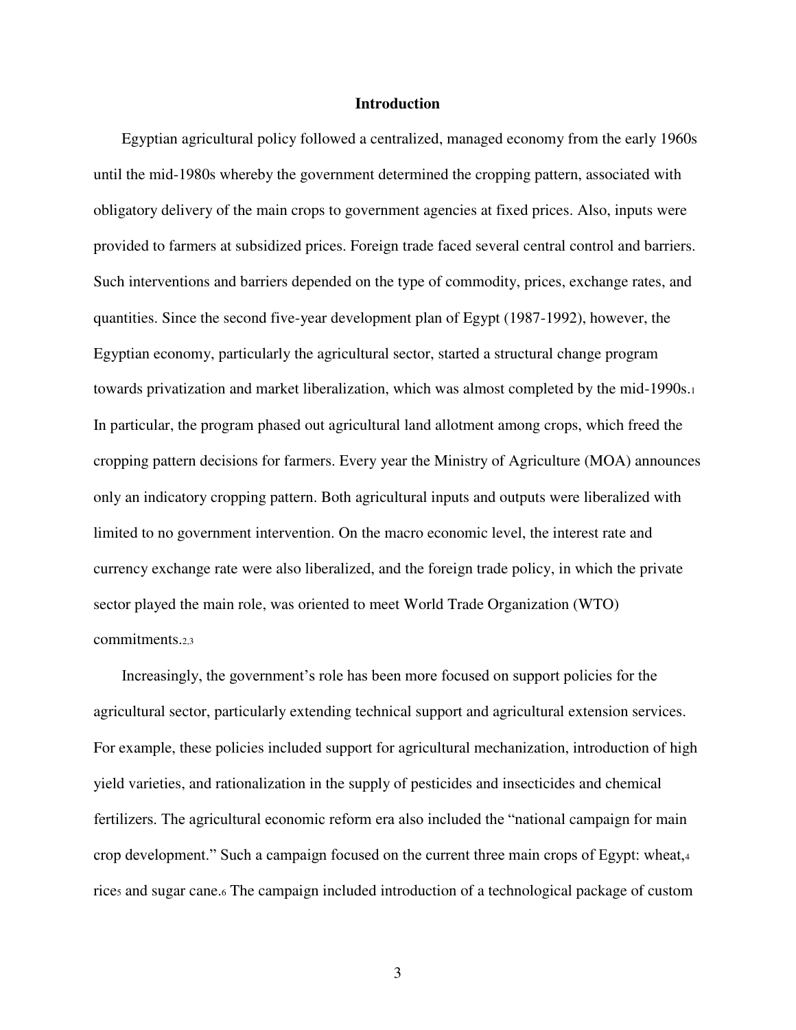## Introduction

Egyptian agricultural policy followed a centralized, managed economy from the early 1960s until the mid-1980s whereby the government determined the cropping pattern, associated with obligatory delivery of the main crops to government agencies at fixed prices. Also, inputs were provided to farmers at subsidized prices. Foreign trade faced several central control and barriers. Such interventions and barriers depended on the type of commodity, prices, exchange rates, and quantities. Since the second five-year development plan of Egypt (1987-1992), however, the Egyptian economy, particularly the agricultural sector, started a structural change program towards privatization and market liberalization, which was almost completed by the mid-1990s.[1] In particular, the program phased out agricultural land allotment among crops, which freed the cropping pattern decisions for farmers. Every year the Ministry of Agriculture (MOA) announces only an indicatory cropping pattern. Both agricultural inputs and outputs were liberalized with limited to no government intervention. On the macro economic level, the interest rate and currency exchange rate were also liberalized, and the foreign trade policy, in which the private sector played the main role, was oriented to meet World Trade Organization (WTO) commitments.[2,3]

Increasingly, the government's role has been more focused on support policies for the agricultural sector, particularly extending technical support and agricultural extension services. For example, these policies included support for agricultural mechanization, introduction of high yield varieties, and rationalization in the supply of pesticides and insecticides and chemical fertilizers. The agricultural economic reform era also included the "national campaign for main crop development." Such a campaign focused on the current three main crops of Egypt: wheat,[4] rice[5] and sugar cane.[6] The campaign included introduction of a technological package of custom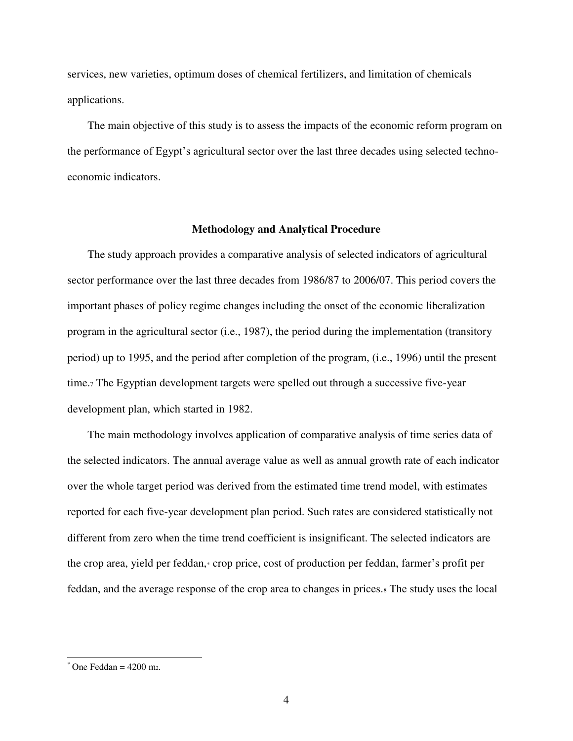services, new varieties, optimum doses of chemical fertilizers, and limitation of chemicals applications.

The main objective of this study is to assess the impacts of the economic reform program on the performance of Egypt's agricultural sector over the last three decades using selected techno-economic indicators.

### Methodology and Analytical Procedure

The study approach provides a comparative analysis of selected indicators of agricultural sector performance over the last three decades from 1986/87 to 2006/07. This period covers the important phases of policy regime changes including the onset of the economic liberalization program in the agricultural sector (i.e., 1987), the period during the implementation (transitory period) up to 1995, and the period after completion of the program, (i.e., 1996) until the present time.[7] The Egyptian development targets were spelled out through a successive five-year development plan, which started in 1982.

The main methodology involves application of comparative analysis of time series data of the selected indicators. The annual average value as well as annual growth rate of each indicator over the whole target period was derived from the estimated time trend model, with estimates reported for each five-year development plan period. Such rates are considered statistically not different from zero when the time trend coefficient is insignificant. The selected indicators are the crop area, yield per feddan,[*] crop price, cost of production per feddan, farmer's profit per feddan, and the average response of the crop area to changes in prices.[8] The study uses the local

---

[*] One Feddan = 4200 $m^2$.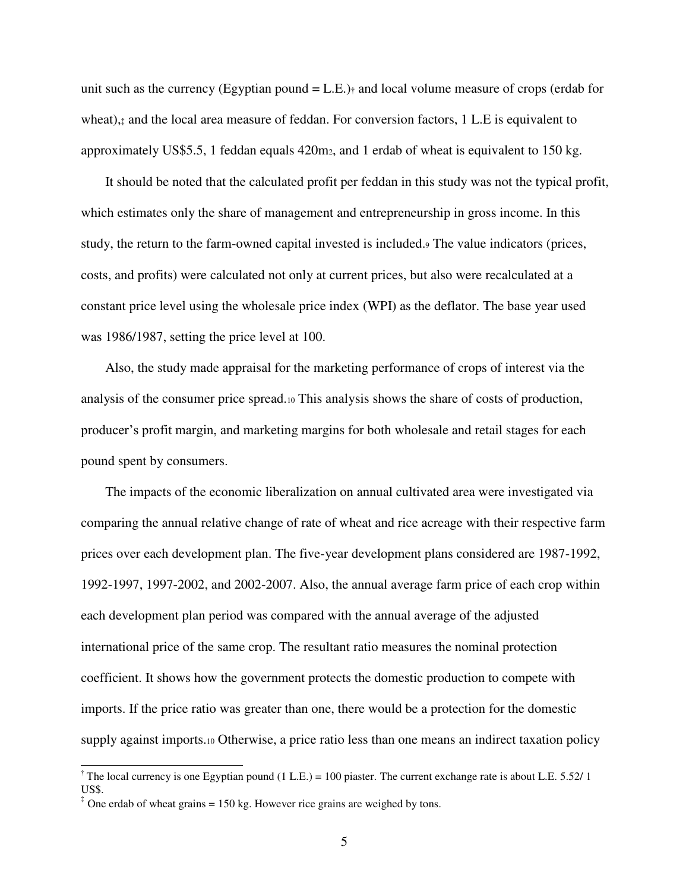unit such as the currency (Egyptian pound = L.E.)[†] and local volume measure of crops (erdab for wheat),[‡] and the local area measure of feddan. For conversion factors, 1 L.E is equivalent to approximately US$5.5, 1 feddan equals 420m[2], and 1 erdab of wheat is equivalent to 150 kg.

It should be noted that the calculated profit per feddan in this study was not the typical profit, which estimates only the share of management and entrepreneurship in gross income. In this study, the return to the farm-owned capital invested is included.[9] The value indicators (prices, costs, and profits) were calculated not only at current prices, but also were recalculated at a constant price level using the wholesale price index (WPI) as the deflator. The base year used was 1986/1987, setting the price level at 100.

Also, the study made appraisal for the marketing performance of crops of interest via the analysis of the consumer price spread.[10] This analysis shows the share of costs of production, producer's profit margin, and marketing margins for both wholesale and retail stages for each pound spent by consumers.

The impacts of the economic liberalization on annual cultivated area were investigated via comparing the annual relative change of rate of wheat and rice acreage with their respective farm prices over each development plan. The five-year development plans considered are 1987-1992, 1992-1997, 1997-2002, and 2002-2007. Also, the annual average farm price of each crop within each development plan period was compared with the annual average of the adjusted international price of the same crop. The resultant ratio measures the nominal protection coefficient. It shows how the government protects the domestic production to compete with imports. If the price ratio was greater than one, there would be a protection for the domestic supply against imports.[10] Otherwise, a price ratio less than one means an indirect taxation policy

---

[†] The local currency is one Egyptian pound (1 L.E.) = 100 piaster. The current exchange rate is about L.E. 5.52/ 1 US$.

[‡] One erdab of wheat grains = 150 kg. However rice grains are weighed by tons.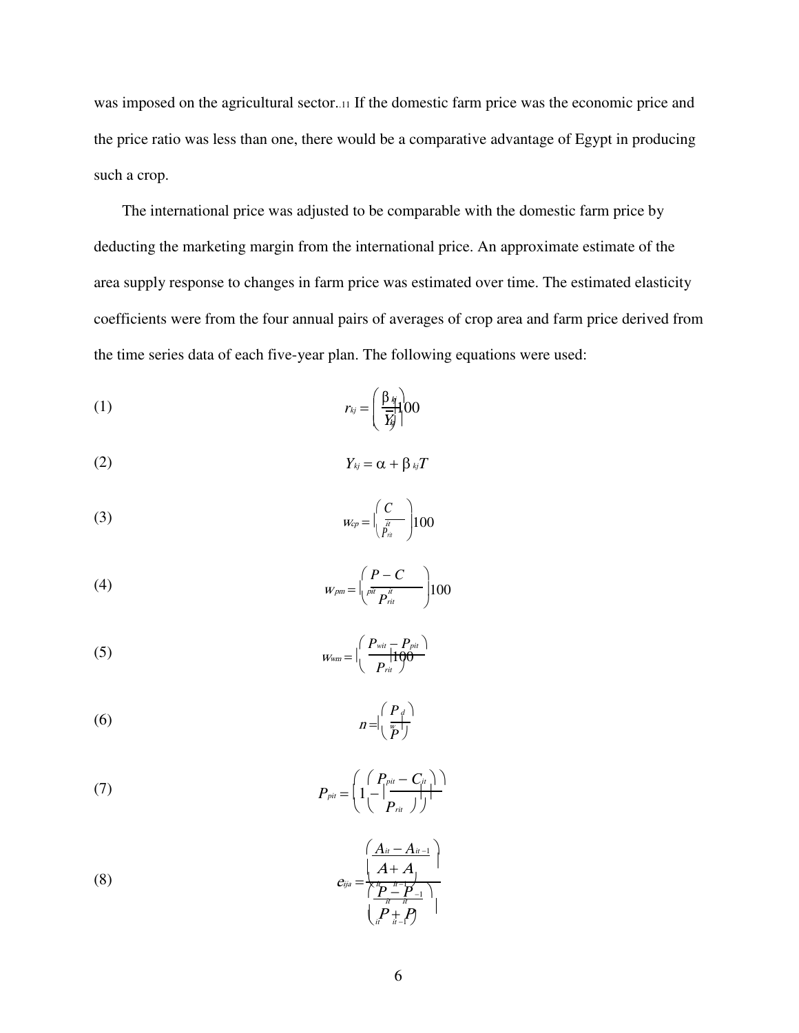was imposed on the agricultural sector.[11] If the domestic farm price was the economic price and the price ratio was less than one, there would be a comparative advantage of Egypt in producing such a crop.

The international price was adjusted to be comparable with the domestic farm price by deducting the marketing margin from the international price. An approximate estimate of the area supply response to changes in farm price was estimated over time. The estimated elasticity coefficients were from the four annual pairs of averages of crop area and farm price derived from the time series data of each five-year plan. The following equations were used:

$$r_{kj} = \left( \frac{\beta_{kj}}{\bar{Y}_{kj}} \right) 100 \tag{1}$$

$$Y_{kj} = \alpha + \beta_{kj} T \tag{2}$$

$$w_{cp} = \left( \frac{C_{it}}{P_{rit}} \right) 100 \tag{3}$$

$$w_{pm} = \left( \frac{P_{pit} - C_{it}}{P_{rit}} \right) 100 \tag{4}$$

$$w_{wm} = \left( \frac{P_{wit} - P_{pit}}{P_{rit}} \right) 100 \tag{5}$$

$$n = \left( \frac{P_d}{P_w} \right) \tag{6}$$

$$P_{pit} = \left( 1 - \left( \frac{P_{pit} - C_{it}}{P_{rit}} \right) \right) \tag{7}$$

$$e_{tja} = \frac{\left( \dfrac{A_{it} - A_{it-1}}{A_{it} + A_{it-1}} \right)}{\left( \dfrac{P_{it} - P_{it-1}}{P_{it} + P_{it-1}} \right)} \tag{8}$$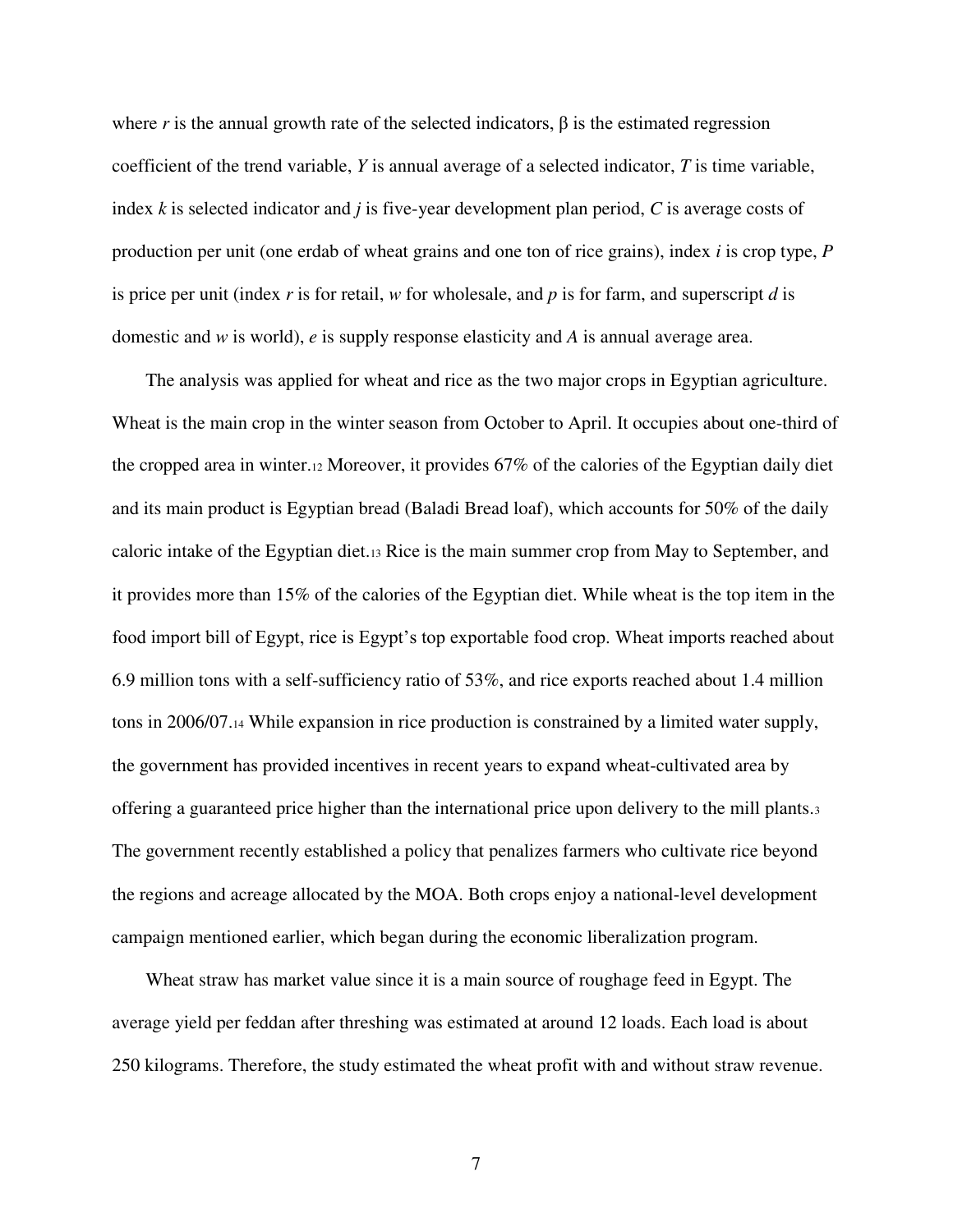where $r$ is the annual growth rate of the selected indicators, β is the estimated regression coefficient of the trend variable, $Y$ is annual average of a selected indicator, $T$ is time variable, index $k$ is selected indicator and $j$ is five-year development plan period, $C$ is average costs of production per unit (one erdab of wheat grains and one ton of rice grains), index $i$ is crop type, $P$ is price per unit (index $r$ is for retail, $w$ for wholesale, and $p$ is for farm, and superscript $d$ is domestic and $w$ is world), $e$ is supply response elasticity and $A$ is annual average area.

The analysis was applied for wheat and rice as the two major crops in Egyptian agriculture. Wheat is the main crop in the winter season from October to April. It occupies about one-third of the cropped area in winter.[12] Moreover, it provides 67% of the calories of the Egyptian daily diet and its main product is Egyptian bread (Baladi Bread loaf), which accounts for 50% of the daily caloric intake of the Egyptian diet.[13] Rice is the main summer crop from May to September, and it provides more than 15% of the calories of the Egyptian diet. While wheat is the top item in the food import bill of Egypt, rice is Egypt's top exportable food crop. Wheat imports reached about 6.9 million tons with a self-sufficiency ratio of 53%, and rice exports reached about 1.4 million tons in 2006/07.[14] While expansion in rice production is constrained by a limited water supply, the government has provided incentives in recent years to expand wheat-cultivated area by offering a guaranteed price higher than the international price upon delivery to the mill plants.[3] The government recently established a policy that penalizes farmers who cultivate rice beyond the regions and acreage allocated by the MOA. Both crops enjoy a national-level development campaign mentioned earlier, which began during the economic liberalization program.

Wheat straw has market value since it is a main source of roughage feed in Egypt. The average yield per feddan after threshing was estimated at around 12 loads. Each load is about 250 kilograms. Therefore, the study estimated the wheat profit with and without straw revenue.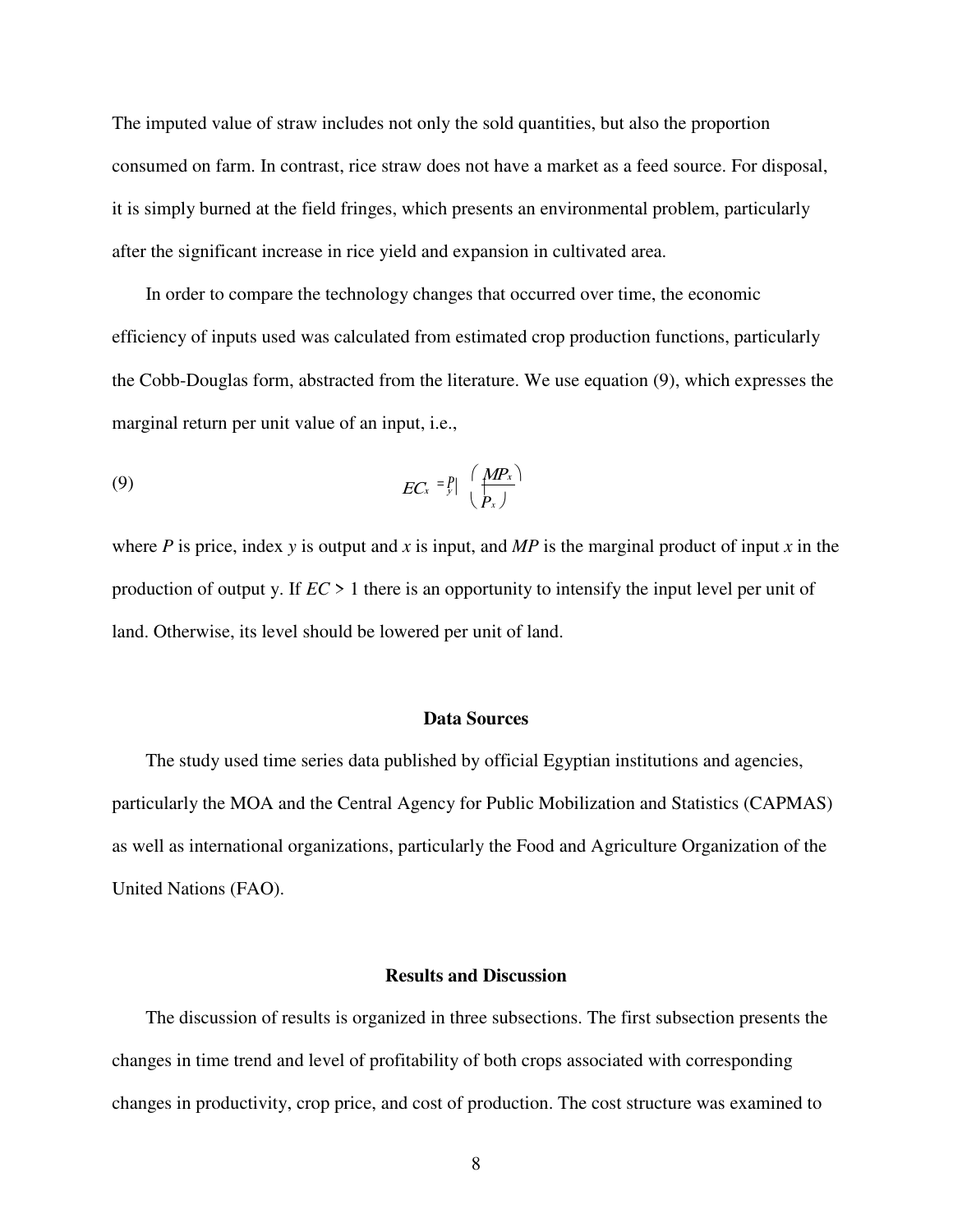The imputed value of straw includes not only the sold quantities, but also the proportion consumed on farm. In contrast, rice straw does not have a market as a feed source. For disposal, it is simply burned at the field fringes, which presents an environmental problem, particularly after the significant increase in rice yield and expansion in cultivated area.

In order to compare the technology changes that occurred over time, the economic efficiency of inputs used was calculated from estimated crop production functions, particularly the Cobb-Douglas form, abstracted from the literature. We use equation (9), which expresses the marginal return per unit value of an input, i.e.,

$$EC_x = P_y \left( \frac{MP_x}{P_x} \right) \tag{9}$$

where *P* is price, index *y* is output and *x* is input, and *MP* is the marginal product of input *x* in the production of output y. If $EC > 1$ there is an opportunity to intensify the input level per unit of land. Otherwise, its level should be lowered per unit of land.

## Data Sources

The study used time series data published by official Egyptian institutions and agencies, particularly the MOA and the Central Agency for Public Mobilization and Statistics (CAPMAS) as well as international organizations, particularly the Food and Agriculture Organization of the United Nations (FAO).

## Results and Discussion

The discussion of results is organized in three subsections. The first subsection presents the changes in time trend and level of profitability of both crops associated with corresponding changes in productivity, crop price, and cost of production. The cost structure was examined to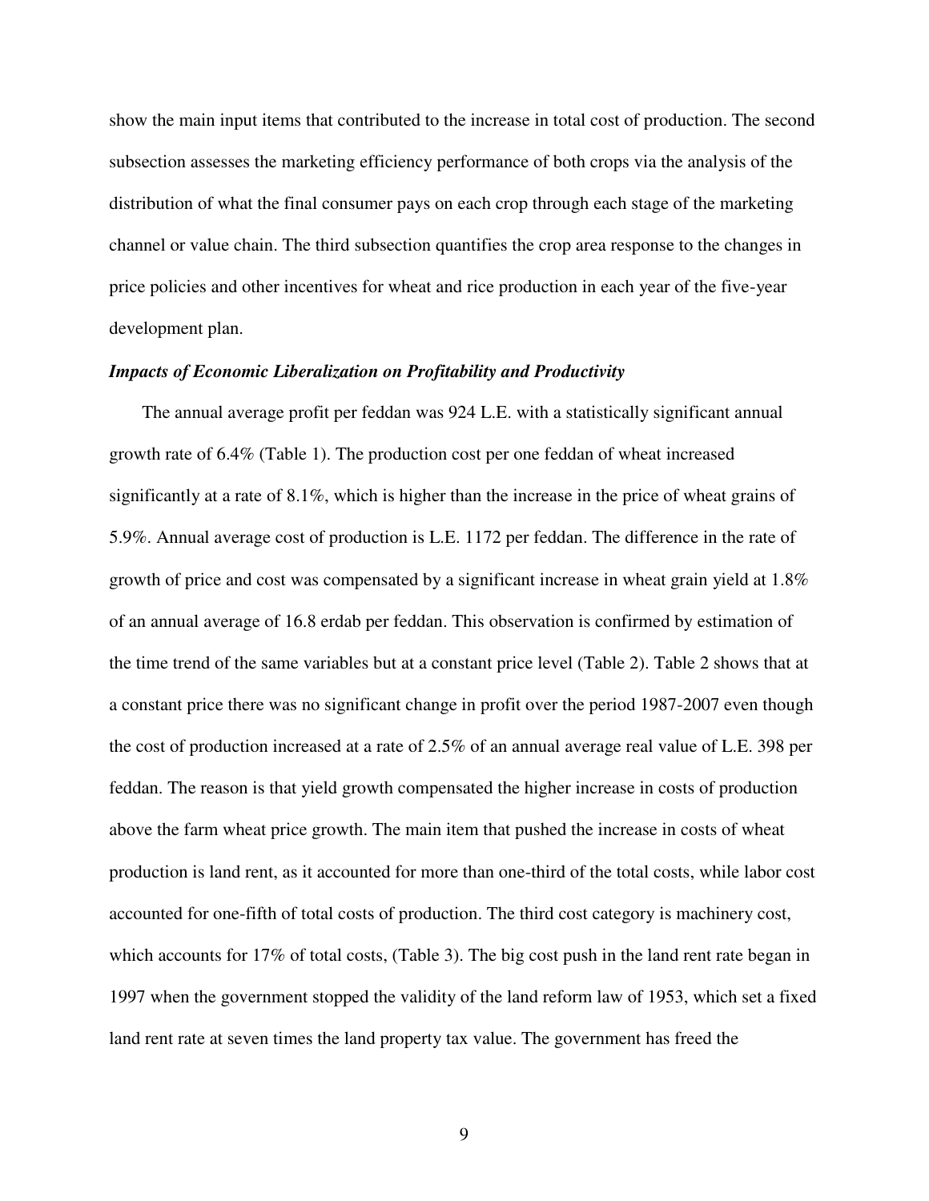show the main input items that contributed to the increase in total cost of production. The second subsection assesses the marketing efficiency performance of both crops via the analysis of the distribution of what the final consumer pays on each crop through each stage of the marketing channel or value chain. The third subsection quantifies the crop area response to the changes in price policies and other incentives for wheat and rice production in each year of the five-year development plan.

### *Impacts of Economic Liberalization on Profitability and Productivity*

The annual average profit per feddan was 924 L.E. with a statistically significant annual growth rate of 6.4% (Table 1). The production cost per one feddan of wheat increased significantly at a rate of 8.1%, which is higher than the increase in the price of wheat grains of 5.9%. Annual average cost of production is L.E. 1172 per feddan. The difference in the rate of growth of price and cost was compensated by a significant increase in wheat grain yield at 1.8% of an annual average of 16.8 erdab per feddan. This observation is confirmed by estimation of the time trend of the same variables but at a constant price level (Table 2). Table 2 shows that at a constant price there was no significant change in profit over the period 1987-2007 even though the cost of production increased at a rate of 2.5% of an annual average real value of L.E. 398 per feddan. The reason is that yield growth compensated the higher increase in costs of production above the farm wheat price growth. The main item that pushed the increase in costs of wheat production is land rent, as it accounted for more than one-third of the total costs, while labor cost accounted for one-fifth of total costs of production. The third cost category is machinery cost, which accounts for 17% of total costs, (Table 3). The big cost push in the land rent rate began in 1997 when the government stopped the validity of the land reform law of 1953, which set a fixed land rent rate at seven times the land property tax value. The government has freed the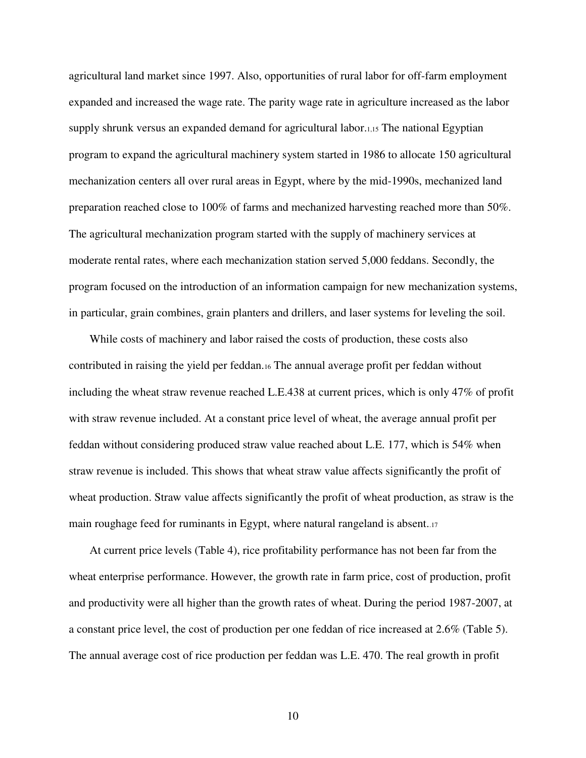agricultural land market since 1997. Also, opportunities of rural labor for off-farm employment expanded and increased the wage rate. The parity wage rate in agriculture increased as the labor supply shrunk versus an expanded demand for agricultural labor.[1,15] The national Egyptian program to expand the agricultural machinery system started in 1986 to allocate 150 agricultural mechanization centers all over rural areas in Egypt, where by the mid-1990s, mechanized land preparation reached close to 100% of farms and mechanized harvesting reached more than 50%. The agricultural mechanization program started with the supply of machinery services at moderate rental rates, where each mechanization station served 5,000 feddans. Secondly, the program focused on the introduction of an information campaign for new mechanization systems, in particular, grain combines, grain planters and drillers, and laser systems for leveling the soil.

While costs of machinery and labor raised the costs of production, these costs also contributed in raising the yield per feddan.[16] The annual average profit per feddan without including the wheat straw revenue reached L.E.438 at current prices, which is only 47% of profit with straw revenue included. At a constant price level of wheat, the average annual profit per feddan without considering produced straw value reached about L.E. 177, which is 54% when straw revenue is included. This shows that wheat straw value affects significantly the profit of wheat production. Straw value affects significantly the profit of wheat production, as straw is the main roughage feed for ruminants in Egypt, where natural rangeland is absent.[17]

At current price levels (Table 4), rice profitability performance has not been far from the wheat enterprise performance. However, the growth rate in farm price, cost of production, profit and productivity were all higher than the growth rates of wheat. During the period 1987-2007, at a constant price level, the cost of production per one feddan of rice increased at 2.6% (Table 5). The annual average cost of rice production per feddan was L.E. 470. The real growth in profit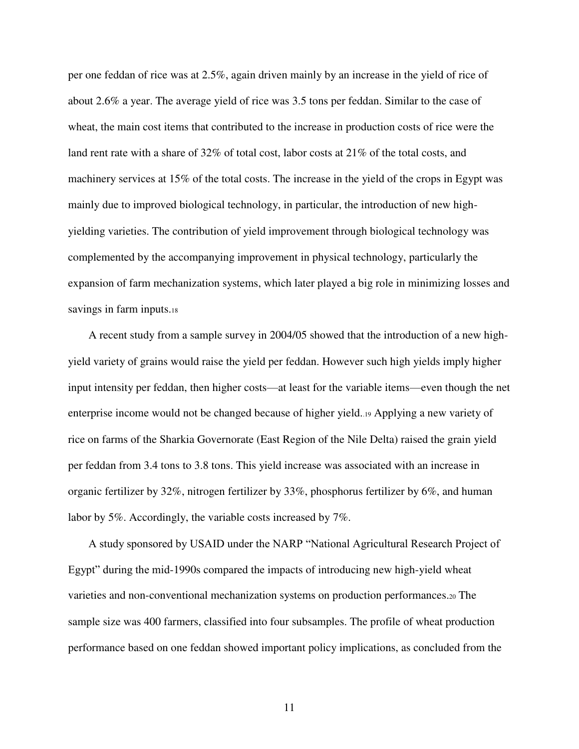per one feddan of rice was at 2.5%, again driven mainly by an increase in the yield of rice of about 2.6% a year. The average yield of rice was 3.5 tons per feddan. Similar to the case of wheat, the main cost items that contributed to the increase in production costs of rice were the land rent rate with a share of 32% of total cost, labor costs at 21% of the total costs, and machinery services at 15% of the total costs. The increase in the yield of the crops in Egypt was mainly due to improved biological technology, in particular, the introduction of new high-yielding varieties. The contribution of yield improvement through biological technology was complemented by the accompanying improvement in physical technology, particularly the expansion of farm mechanization systems, which later played a big role in minimizing losses and savings in farm inputs.[18]

A recent study from a sample survey in 2004/05 showed that the introduction of a new high-yield variety of grains would raise the yield per feddan. However such high yields imply higher input intensity per feddan, then higher costs—at least for the variable items—even though the net enterprise income would not be changed because of higher yield..[19] Applying a new variety of rice on farms of the Sharkia Governorate (East Region of the Nile Delta) raised the grain yield per feddan from 3.4 tons to 3.8 tons. This yield increase was associated with an increase in organic fertilizer by 32%, nitrogen fertilizer by 33%, phosphorus fertilizer by 6%, and human labor by 5%. Accordingly, the variable costs increased by 7%.

A study sponsored by USAID under the NARP "National Agricultural Research Project of Egypt" during the mid-1990s compared the impacts of introducing new high-yield wheat varieties and non-conventional mechanization systems on production performances.[20] The sample size was 400 farmers, classified into four subsamples. The profile of wheat production performance based on one feddan showed important policy implications, as concluded from the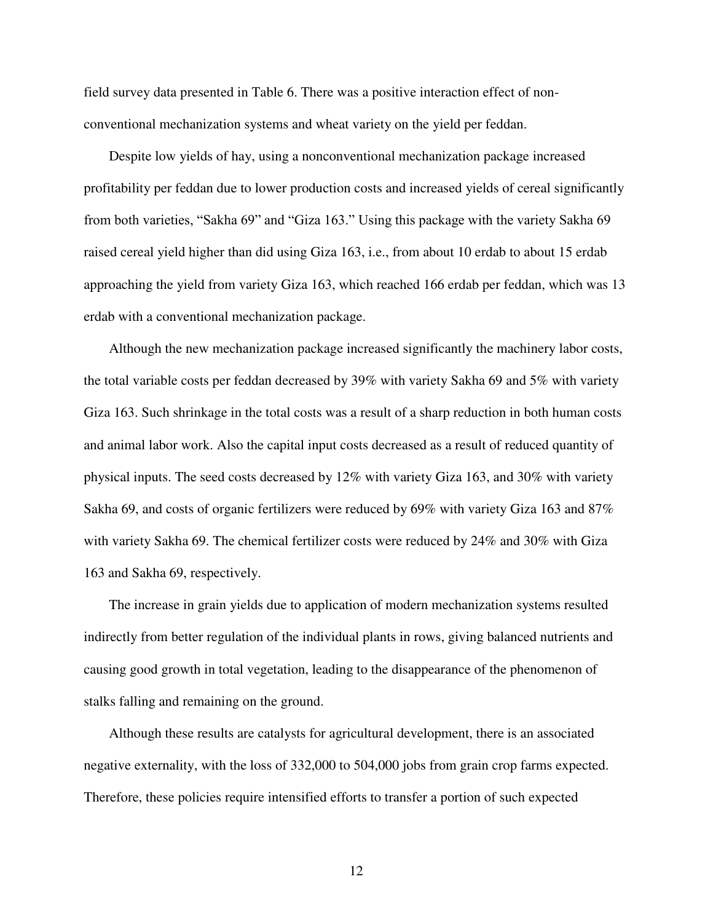field survey data presented in Table 6. There was a positive interaction effect of non-conventional mechanization systems and wheat variety on the yield per feddan.

Despite low yields of hay, using a nonconventional mechanization package increased profitability per feddan due to lower production costs and increased yields of cereal significantly from both varieties, "Sakha 69" and "Giza 163." Using this package with the variety Sakha 69 raised cereal yield higher than did using Giza 163, i.e., from about 10 erdab to about 15 erdab approaching the yield from variety Giza 163, which reached 166 erdab per feddan, which was 13 erdab with a conventional mechanization package.

Although the new mechanization package increased significantly the machinery labor costs, the total variable costs per feddan decreased by 39% with variety Sakha 69 and 5% with variety Giza 163. Such shrinkage in the total costs was a result of a sharp reduction in both human costs and animal labor work. Also the capital input costs decreased as a result of reduced quantity of physical inputs. The seed costs decreased by 12% with variety Giza 163, and 30% with variety Sakha 69, and costs of organic fertilizers were reduced by 69% with variety Giza 163 and 87% with variety Sakha 69. The chemical fertilizer costs were reduced by 24% and 30% with Giza 163 and Sakha 69, respectively.

The increase in grain yields due to application of modern mechanization systems resulted indirectly from better regulation of the individual plants in rows, giving balanced nutrients and causing good growth in total vegetation, leading to the disappearance of the phenomenon of stalks falling and remaining on the ground.

Although these results are catalysts for agricultural development, there is an associated negative externality, with the loss of 332,000 to 504,000 jobs from grain crop farms expected. Therefore, these policies require intensified efforts to transfer a portion of such expected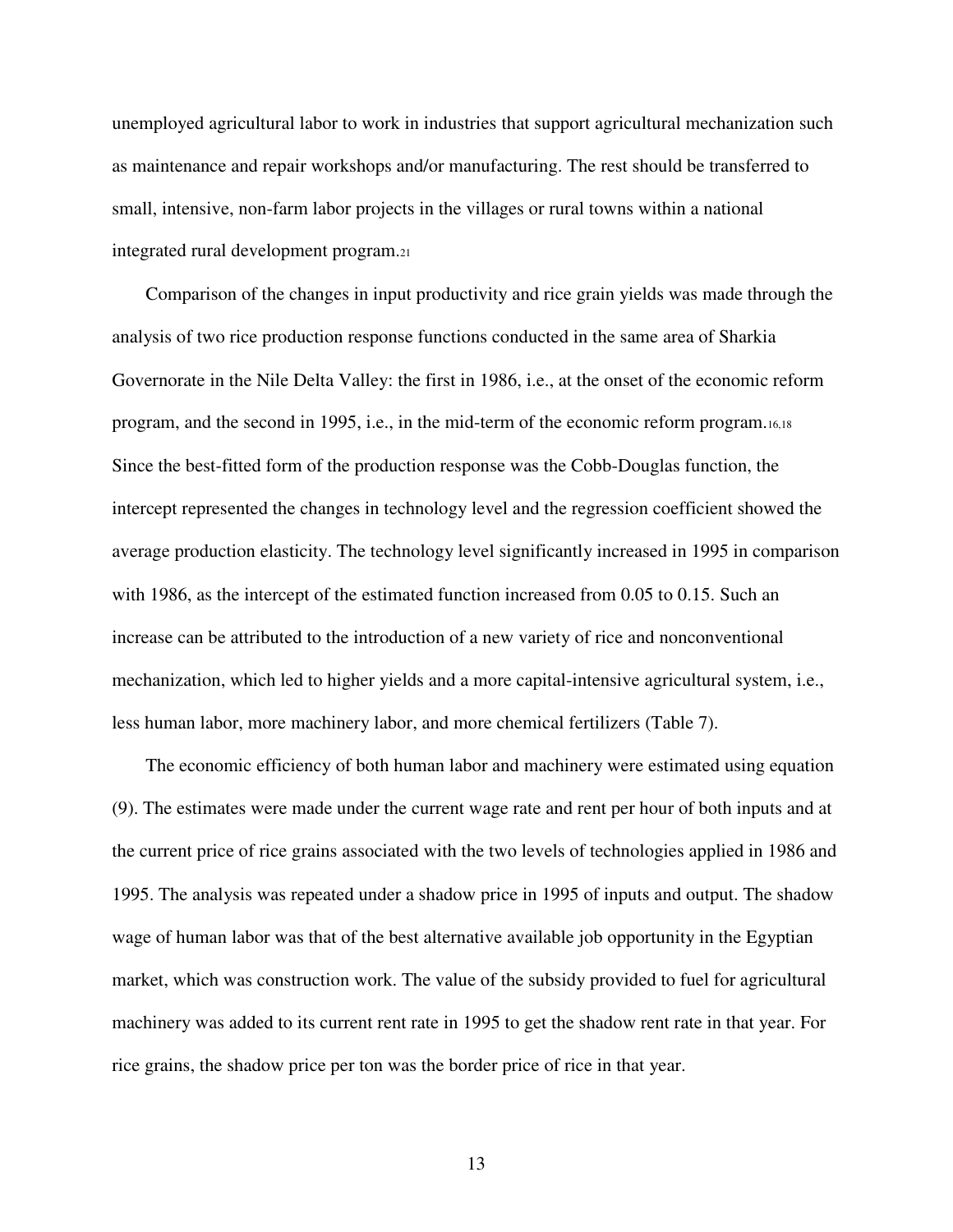unemployed agricultural labor to work in industries that support agricultural mechanization such as maintenance and repair workshops and/or manufacturing. The rest should be transferred to small, intensive, non-farm labor projects in the villages or rural towns within a national integrated rural development program.[21]

Comparison of the changes in input productivity and rice grain yields was made through the analysis of two rice production response functions conducted in the same area of Sharkia Governorate in the Nile Delta Valley: the first in 1986, i.e., at the onset of the economic reform program, and the second in 1995, i.e., in the mid-term of the economic reform program.[16,18] Since the best-fitted form of the production response was the Cobb-Douglas function, the intercept represented the changes in technology level and the regression coefficient showed the average production elasticity. The technology level significantly increased in 1995 in comparison with 1986, as the intercept of the estimated function increased from 0.05 to 0.15. Such an increase can be attributed to the introduction of a new variety of rice and nonconventional mechanization, which led to higher yields and a more capital-intensive agricultural system, i.e., less human labor, more machinery labor, and more chemical fertilizers (Table 7).

The economic efficiency of both human labor and machinery were estimated using equation (9). The estimates were made under the current wage rate and rent per hour of both inputs and at the current price of rice grains associated with the two levels of technologies applied in 1986 and 1995. The analysis was repeated under a shadow price in 1995 of inputs and output. The shadow wage of human labor was that of the best alternative available job opportunity in the Egyptian market, which was construction work. The value of the subsidy provided to fuel for agricultural machinery was added to its current rent rate in 1995 to get the shadow rent rate in that year. For rice grains, the shadow price per ton was the border price of rice in that year.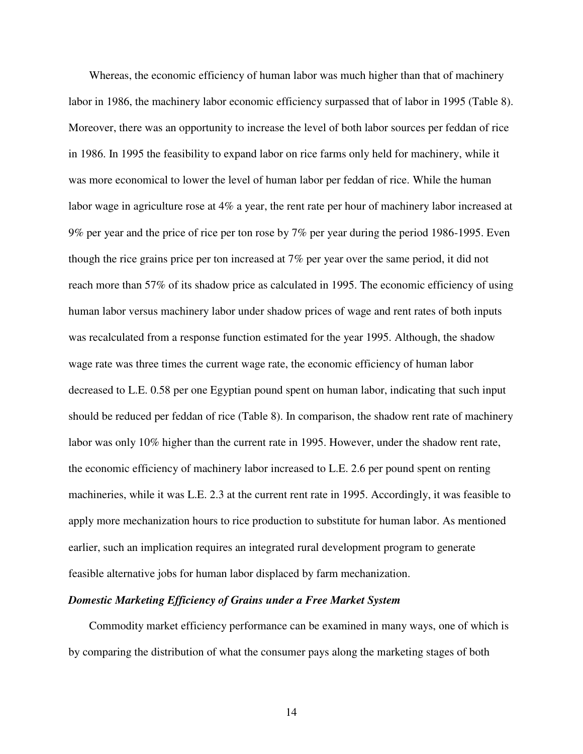Whereas, the economic efficiency of human labor was much higher than that of machinery labor in 1986, the machinery labor economic efficiency surpassed that of labor in 1995 (Table 8). Moreover, there was an opportunity to increase the level of both labor sources per feddan of rice in 1986. In 1995 the feasibility to expand labor on rice farms only held for machinery, while it was more economical to lower the level of human labor per feddan of rice. While the human labor wage in agriculture rose at 4% a year, the rent rate per hour of machinery labor increased at 9% per year and the price of rice per ton rose by 7% per year during the period 1986-1995. Even though the rice grains price per ton increased at 7% per year over the same period, it did not reach more than 57% of its shadow price as calculated in 1995. The economic efficiency of using human labor versus machinery labor under shadow prices of wage and rent rates of both inputs was recalculated from a response function estimated for the year 1995. Although, the shadow wage rate was three times the current wage rate, the economic efficiency of human labor decreased to L.E. 0.58 per one Egyptian pound spent on human labor, indicating that such input should be reduced per feddan of rice (Table 8). In comparison, the shadow rent rate of machinery labor was only 10% higher than the current rate in 1995. However, under the shadow rent rate, the economic efficiency of machinery labor increased to L.E. 2.6 per pound spent on renting machineries, while it was L.E. 2.3 at the current rent rate in 1995. Accordingly, it was feasible to apply more mechanization hours to rice production to substitute for human labor. As mentioned earlier, such an implication requires an integrated rural development program to generate feasible alternative jobs for human labor displaced by farm mechanization.

### *Domestic Marketing Efficiency of Grains under a Free Market System*

Commodity market efficiency performance can be examined in many ways, one of which is by comparing the distribution of what the consumer pays along the marketing stages of both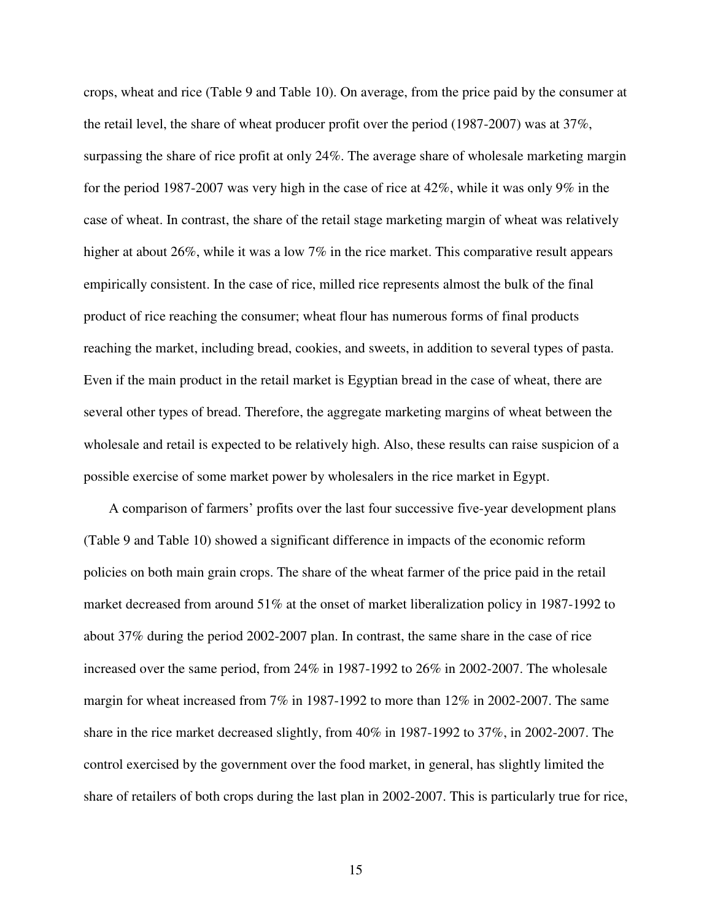crops, wheat and rice (Table 9 and Table 10). On average, from the price paid by the consumer at the retail level, the share of wheat producer profit over the period (1987-2007) was at 37%, surpassing the share of rice profit at only 24%. The average share of wholesale marketing margin for the period 1987-2007 was very high in the case of rice at 42%, while it was only 9% in the case of wheat. In contrast, the share of the retail stage marketing margin of wheat was relatively higher at about 26%, while it was a low 7% in the rice market. This comparative result appears empirically consistent. In the case of rice, milled rice represents almost the bulk of the final product of rice reaching the consumer; wheat flour has numerous forms of final products reaching the market, including bread, cookies, and sweets, in addition to several types of pasta. Even if the main product in the retail market is Egyptian bread in the case of wheat, there are several other types of bread. Therefore, the aggregate marketing margins of wheat between the wholesale and retail is expected to be relatively high. Also, these results can raise suspicion of a possible exercise of some market power by wholesalers in the rice market in Egypt.

A comparison of farmers' profits over the last four successive five-year development plans (Table 9 and Table 10) showed a significant difference in impacts of the economic reform policies on both main grain crops. The share of the wheat farmer of the price paid in the retail market decreased from around 51% at the onset of market liberalization policy in 1987-1992 to about 37% during the period 2002-2007 plan. In contrast, the same share in the case of rice increased over the same period, from 24% in 1987-1992 to 26% in 2002-2007. The wholesale margin for wheat increased from 7% in 1987-1992 to more than 12% in 2002-2007. The same share in the rice market decreased slightly, from 40% in 1987-1992 to 37%, in 2002-2007. The control exercised by the government over the food market, in general, has slightly limited the share of retailers of both crops during the last plan in 2002-2007. This is particularly true for rice,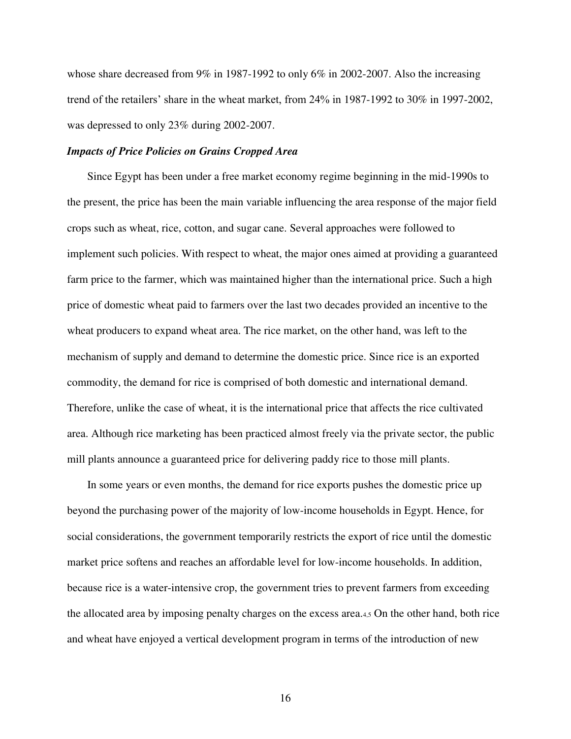whose share decreased from 9% in 1987-1992 to only 6% in 2002-2007. Also the increasing trend of the retailers' share in the wheat market, from 24% in 1987-1992 to 30% in 1997-2002, was depressed to only 23% during 2002-2007.

### *Impacts of Price Policies on Grains Cropped Area*

Since Egypt has been under a free market economy regime beginning in the mid-1990s to the present, the price has been the main variable influencing the area response of the major field crops such as wheat, rice, cotton, and sugar cane. Several approaches were followed to implement such policies. With respect to wheat, the major ones aimed at providing a guaranteed farm price to the farmer, which was maintained higher than the international price. Such a high price of domestic wheat paid to farmers over the last two decades provided an incentive to the wheat producers to expand wheat area. The rice market, on the other hand, was left to the mechanism of supply and demand to determine the domestic price. Since rice is an exported commodity, the demand for rice is comprised of both domestic and international demand. Therefore, unlike the case of wheat, it is the international price that affects the rice cultivated area. Although rice marketing has been practiced almost freely via the private sector, the public mill plants announce a guaranteed price for delivering paddy rice to those mill plants.

In some years or even months, the demand for rice exports pushes the domestic price up beyond the purchasing power of the majority of low-income households in Egypt. Hence, for social considerations, the government temporarily restricts the export of rice until the domestic market price softens and reaches an affordable level for low-income households. In addition, because rice is a water-intensive crop, the government tries to prevent farmers from exceeding the allocated area by imposing penalty charges on the excess area.[4,5] On the other hand, both rice and wheat have enjoyed a vertical development program in terms of the introduction of new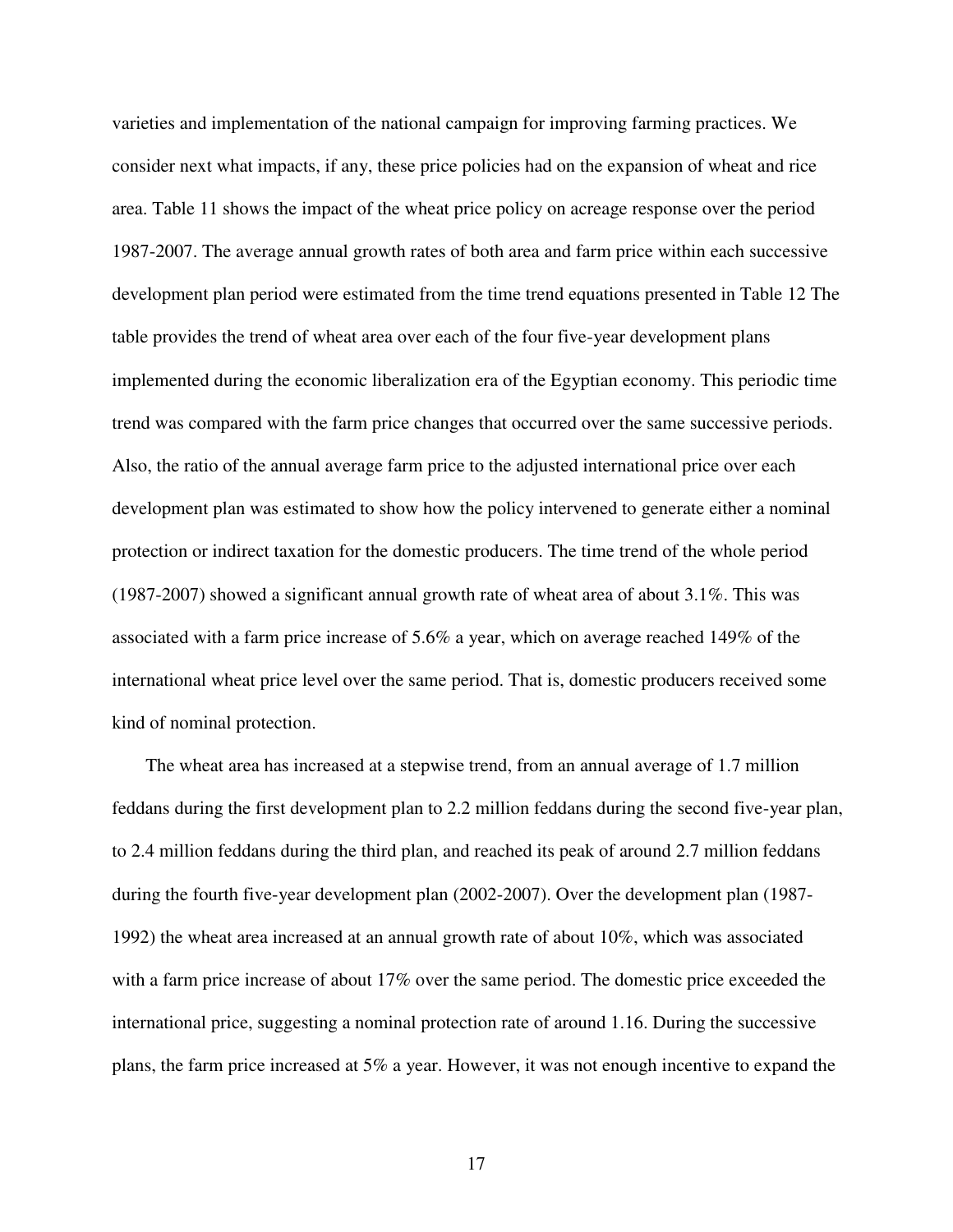varieties and implementation of the national campaign for improving farming practices. We consider next what impacts, if any, these price policies had on the expansion of wheat and rice area. Table 11 shows the impact of the wheat price policy on acreage response over the period 1987-2007. The average annual growth rates of both area and farm price within each successive development plan period were estimated from the time trend equations presented in Table 12 The table provides the trend of wheat area over each of the four five-year development plans implemented during the economic liberalization era of the Egyptian economy. This periodic time trend was compared with the farm price changes that occurred over the same successive periods. Also, the ratio of the annual average farm price to the adjusted international price over each development plan was estimated to show how the policy intervened to generate either a nominal protection or indirect taxation for the domestic producers. The time trend of the whole period (1987-2007) showed a significant annual growth rate of wheat area of about 3.1%. This was associated with a farm price increase of 5.6% a year, which on average reached 149% of the international wheat price level over the same period. That is, domestic producers received some kind of nominal protection.

The wheat area has increased at a stepwise trend, from an annual average of 1.7 million feddans during the first development plan to 2.2 million feddans during the second five-year plan, to 2.4 million feddans during the third plan, and reached its peak of around 2.7 million feddans during the fourth five-year development plan (2002-2007). Over the development plan (1987-1992) the wheat area increased at an annual growth rate of about 10%, which was associated with a farm price increase of about 17% over the same period. The domestic price exceeded the international price, suggesting a nominal protection rate of around 1.16. During the successive plans, the farm price increased at 5% a year. However, it was not enough incentive to expand the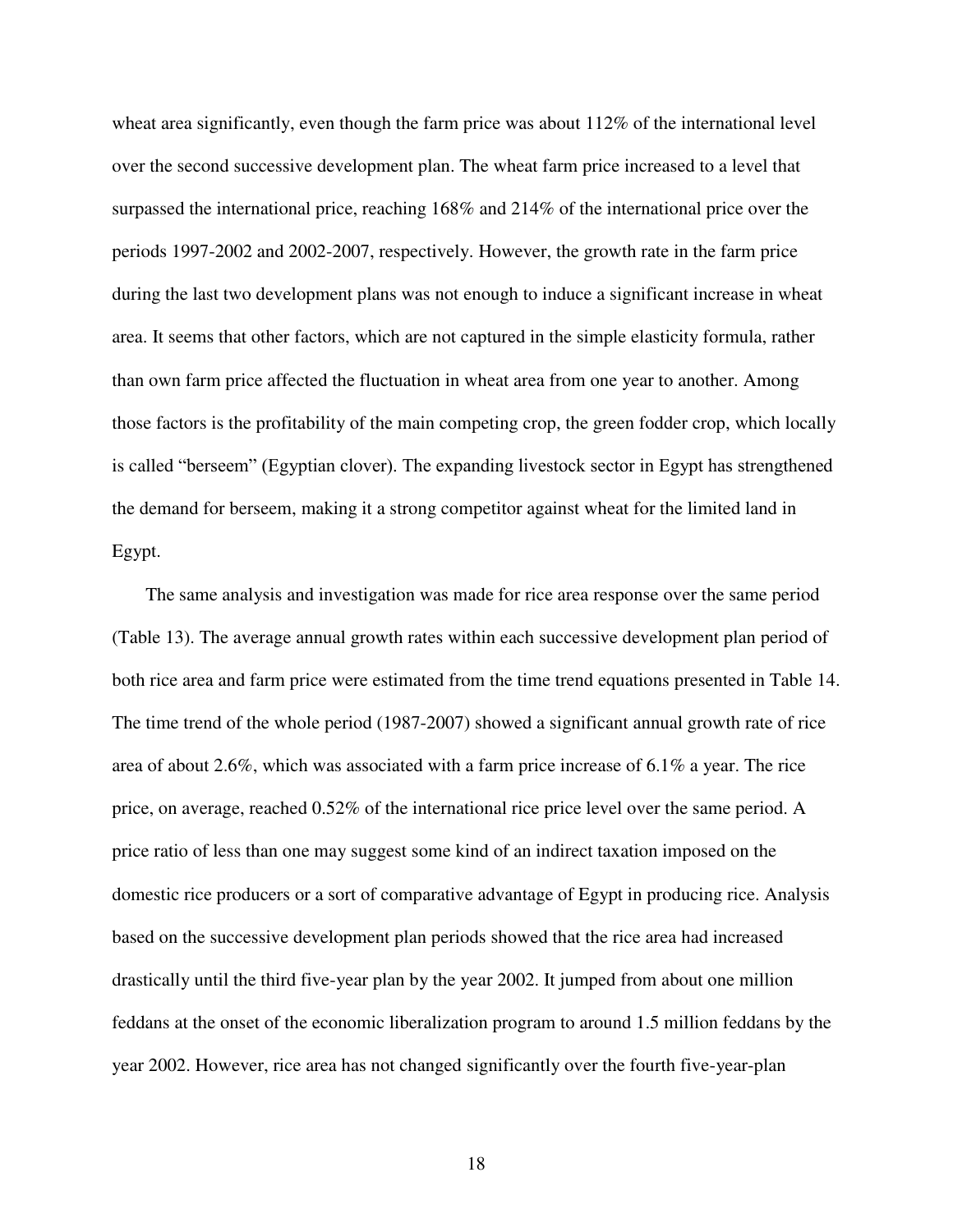wheat area significantly, even though the farm price was about 112% of the international level over the second successive development plan. The wheat farm price increased to a level that surpassed the international price, reaching 168% and 214% of the international price over the periods 1997-2002 and 2002-2007, respectively. However, the growth rate in the farm price during the last two development plans was not enough to induce a significant increase in wheat area. It seems that other factors, which are not captured in the simple elasticity formula, rather than own farm price affected the fluctuation in wheat area from one year to another. Among those factors is the profitability of the main competing crop, the green fodder crop, which locally is called "berseem" (Egyptian clover). The expanding livestock sector in Egypt has strengthened the demand for berseem, making it a strong competitor against wheat for the limited land in Egypt.

The same analysis and investigation was made for rice area response over the same period (Table 13). The average annual growth rates within each successive development plan period of both rice area and farm price were estimated from the time trend equations presented in Table 14. The time trend of the whole period (1987-2007) showed a significant annual growth rate of rice area of about 2.6%, which was associated with a farm price increase of 6.1% a year. The rice price, on average, reached 0.52% of the international rice price level over the same period. A price ratio of less than one may suggest some kind of an indirect taxation imposed on the domestic rice producers or a sort of comparative advantage of Egypt in producing rice. Analysis based on the successive development plan periods showed that the rice area had increased drastically until the third five-year plan by the year 2002. It jumped from about one million feddans at the onset of the economic liberalization program to around 1.5 million feddans by the year 2002. However, rice area has not changed significantly over the fourth five-year-plan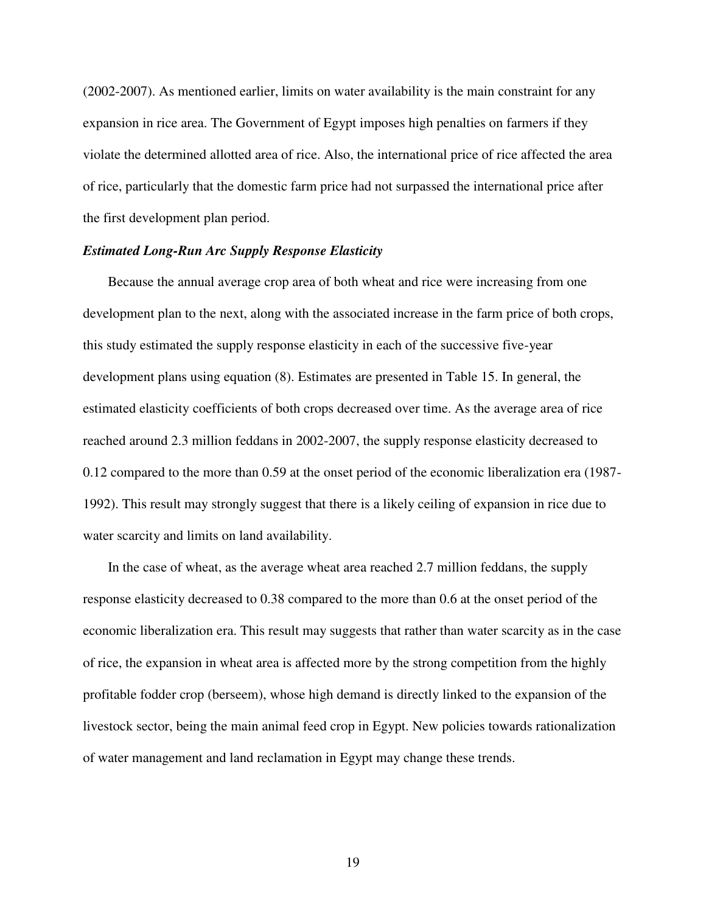(2002-2007). As mentioned earlier, limits on water availability is the main constraint for any expansion in rice area. The Government of Egypt imposes high penalties on farmers if they violate the determined allotted area of rice. Also, the international price of rice affected the area of rice, particularly that the domestic farm price had not surpassed the international price after the first development plan period.

***Estimated Long-Run Arc Supply Response Elasticity***

Because the annual average crop area of both wheat and rice were increasing from one development plan to the next, along with the associated increase in the farm price of both crops, this study estimated the supply response elasticity in each of the successive five-year development plans using equation (8). Estimates are presented in Table 15. In general, the estimated elasticity coefficients of both crops decreased over time. As the average area of rice reached around 2.3 million feddans in 2002-2007, the supply response elasticity decreased to 0.12 compared to the more than 0.59 at the onset period of the economic liberalization era (1987-1992). This result may strongly suggest that there is a likely ceiling of expansion in rice due to water scarcity and limits on land availability.

In the case of wheat, as the average wheat area reached 2.7 million feddans, the supply response elasticity decreased to 0.38 compared to the more than 0.6 at the onset period of the economic liberalization era. This result may suggests that rather than water scarcity as in the case of rice, the expansion in wheat area is affected more by the strong competition from the highly profitable fodder crop (berseem), whose high demand is directly linked to the expansion of the livestock sector, being the main animal feed crop in Egypt. New policies towards rationalization of water management and land reclamation in Egypt may change these trends.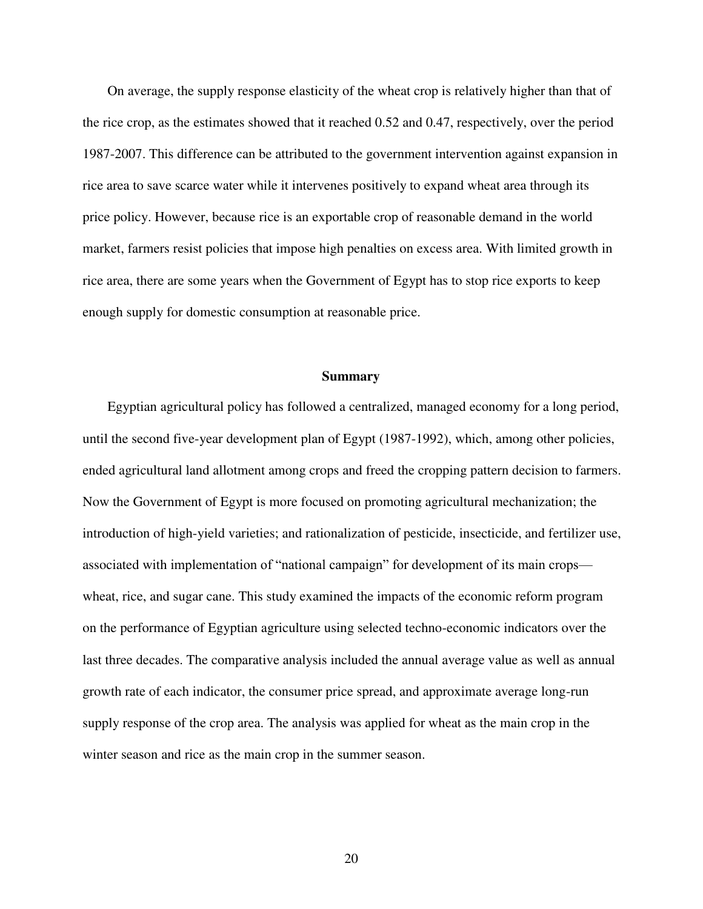On average, the supply response elasticity of the wheat crop is relatively higher than that of the rice crop, as the estimates showed that it reached 0.52 and 0.47, respectively, over the period 1987-2007. This difference can be attributed to the government intervention against expansion in rice area to save scarce water while it intervenes positively to expand wheat area through its price policy. However, because rice is an exportable crop of reasonable demand in the world market, farmers resist policies that impose high penalties on excess area. With limited growth in rice area, there are some years when the Government of Egypt has to stop rice exports to keep enough supply for domestic consumption at reasonable price.

## Summary

Egyptian agricultural policy has followed a centralized, managed economy for a long period, until the second five-year development plan of Egypt (1987-1992), which, among other policies, ended agricultural land allotment among crops and freed the cropping pattern decision to farmers. Now the Government of Egypt is more focused on promoting agricultural mechanization; the introduction of high-yield varieties; and rationalization of pesticide, insecticide, and fertilizer use, associated with implementation of "national campaign" for development of its main crops—wheat, rice, and sugar cane. This study examined the impacts of the economic reform program on the performance of Egyptian agriculture using selected techno-economic indicators over the last three decades. The comparative analysis included the annual average value as well as annual growth rate of each indicator, the consumer price spread, and approximate average long-run supply response of the crop area. The analysis was applied for wheat as the main crop in the winter season and rice as the main crop in the summer season.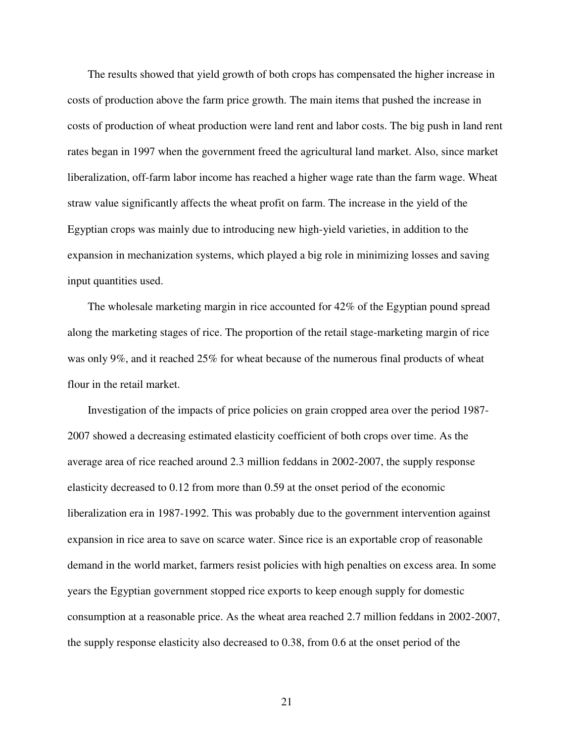The results showed that yield growth of both crops has compensated the higher increase in costs of production above the farm price growth. The main items that pushed the increase in costs of production of wheat production were land rent and labor costs. The big push in land rent rates began in 1997 when the government freed the agricultural land market. Also, since market liberalization, off-farm labor income has reached a higher wage rate than the farm wage. Wheat straw value significantly affects the wheat profit on farm. The increase in the yield of the Egyptian crops was mainly due to introducing new high-yield varieties, in addition to the expansion in mechanization systems, which played a big role in minimizing losses and saving input quantities used.

The wholesale marketing margin in rice accounted for 42% of the Egyptian pound spread along the marketing stages of rice. The proportion of the retail stage-marketing margin of rice was only 9%, and it reached 25% for wheat because of the numerous final products of wheat flour in the retail market.

Investigation of the impacts of price policies on grain cropped area over the period 1987-2007 showed a decreasing estimated elasticity coefficient of both crops over time. As the average area of rice reached around 2.3 million feddans in 2002-2007, the supply response elasticity decreased to 0.12 from more than 0.59 at the onset period of the economic liberalization era in 1987-1992. This was probably due to the government intervention against expansion in rice area to save on scarce water. Since rice is an exportable crop of reasonable demand in the world market, farmers resist policies with high penalties on excess area. In some years the Egyptian government stopped rice exports to keep enough supply for domestic consumption at a reasonable price. As the wheat area reached 2.7 million feddans in 2002-2007, the supply response elasticity also decreased to 0.38, from 0.6 at the onset period of the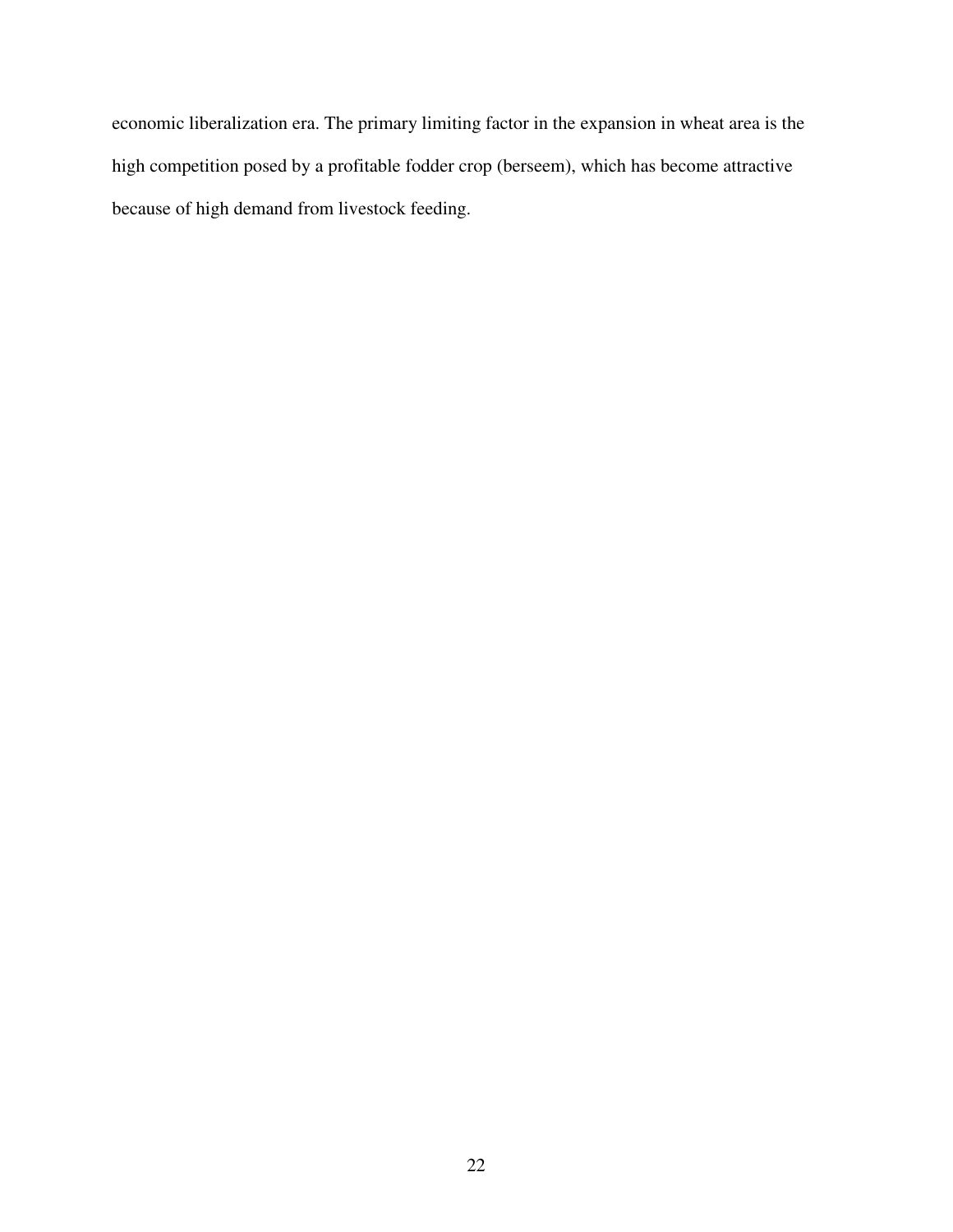economic liberalization era. The primary limiting factor in the expansion in wheat area is the high competition posed by a profitable fodder crop (berseem), which has become attractive because of high demand from livestock feeding.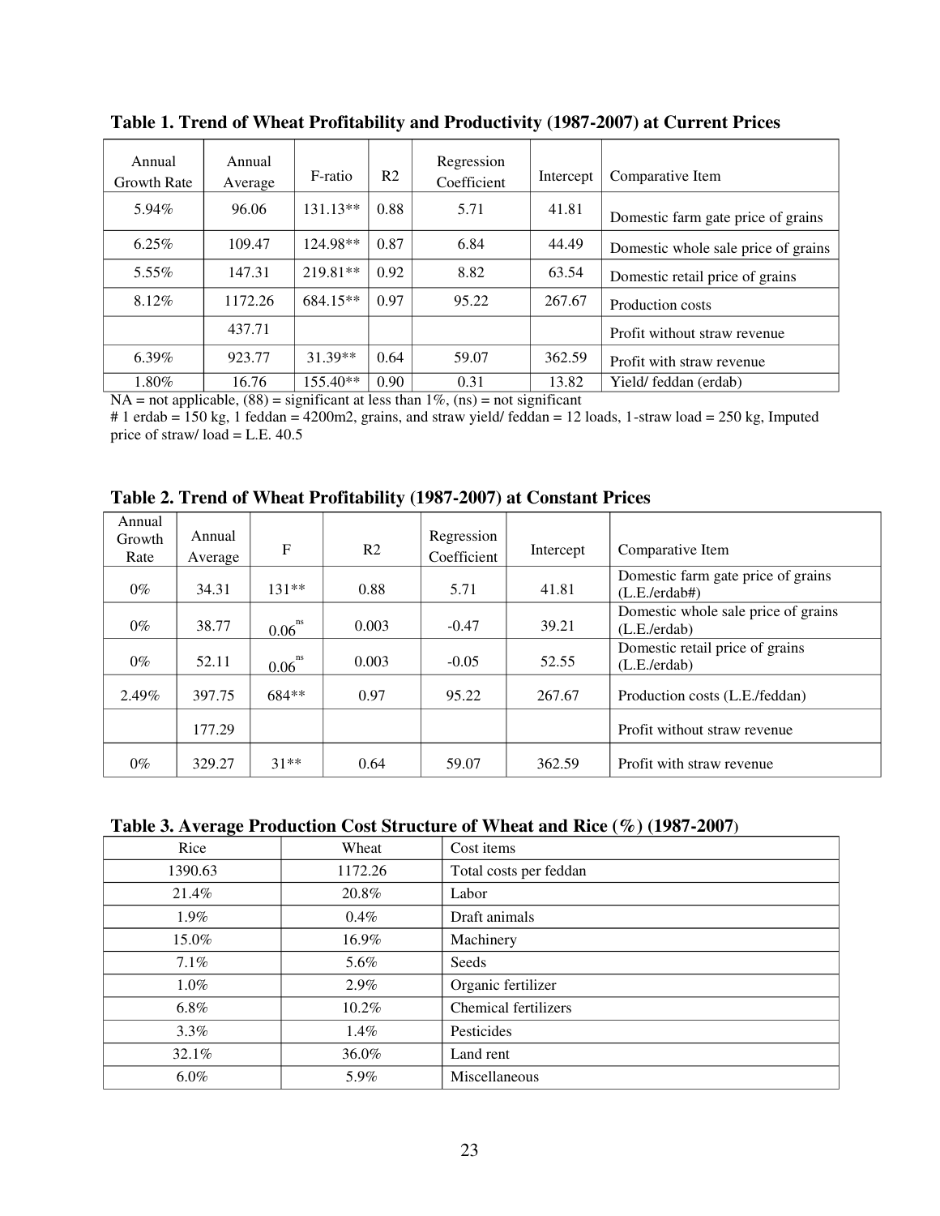**Table 1. Trend of Wheat Profitability and Productivity (1987-2007) at Current Prices**

| Annual Growth Rate | Annual Average | F-ratio | R2 | Regression Coefficient | Intercept | Comparative Item |
|---|---|---|---|---|---|---|
| 5.94% | 96.06 | 131.13** | 0.88 | 5.71 | 41.81 | Domestic farm gate price of grains |
| 6.25% | 109.47 | 124.98** | 0.87 | 6.84 | 44.49 | Domestic whole sale price of grains |
| 5.55% | 147.31 | 219.81** | 0.92 | 8.82 | 63.54 | Domestic retail price of grains |
| 8.12% | 1172.26 | 684.15** | 0.97 | 95.22 | 267.67 | Production costs |
| | 437.71 | | | | | Profit without straw revenue |
| 6.39% | 923.77 | 31.39** | 0.64 | 59.07 | 362.59 | Profit with straw revenue |
| 1.80% | 16.76 | 155.40** | 0.90 | 0.31 | 13.82 | Yield/ feddan (erdab) |

NA = not applicable, (88) = significant at less than 1%, (ns) = not significant

# 1 erdab = 150 kg, 1 feddan = 4200m2, grains, and straw yield/ feddan = 12 loads, 1-straw load = 250 kg, Imputed price of straw/ load = L.E. 40.5

**Table 2. Trend of Wheat Profitability (1987-2007) at Constant Prices**

| Annual Growth Rate | Annual Average | F | R2 | Regression Coefficient | Intercept | Comparative Item |
|---|---|---|---|---|---|---|
| 0% | 34.31 | 131** | 0.88 | 5.71 | 41.81 | Domestic farm gate price of grains (L.E./erdab#) |
| 0% | 38.77 | $0.06^{ns}$ | 0.003 | -0.47 | 39.21 | Domestic whole sale price of grains (L.E./erdab) |
| 0% | 52.11 | $0.06^{ns}$ | 0.003 | -0.05 | 52.55 | Domestic retail price of grains (L.E./erdab) |
| 2.49% | 397.75 | 684** | 0.97 | 95.22 | 267.67 | Production costs (L.E./feddan) |
| | 177.29 | | | | | Profit without straw revenue |
| 0% | 329.27 | 31** | 0.64 | 59.07 | 362.59 | Profit with straw revenue |

**Table 3. Average Production Cost Structure of Wheat and Rice (%) (1987-2007)**

| Rice | Wheat | Cost items |
|---|---|---|
| 1390.63 | 1172.26 | Total costs per feddan |
| 21.4% | 20.8% | Labor |
| 1.9% | 0.4% | Draft animals |
| 15.0% | 16.9% | Machinery |
| 7.1% | 5.6% | Seeds |
| 1.0% | 2.9% | Organic fertilizer |
| 6.8% | 10.2% | Chemical fertilizers |
| 3.3% | 1.4% | Pesticides |
| 32.1% | 36.0% | Land rent |
| 6.0% | 5.9% | Miscellaneous |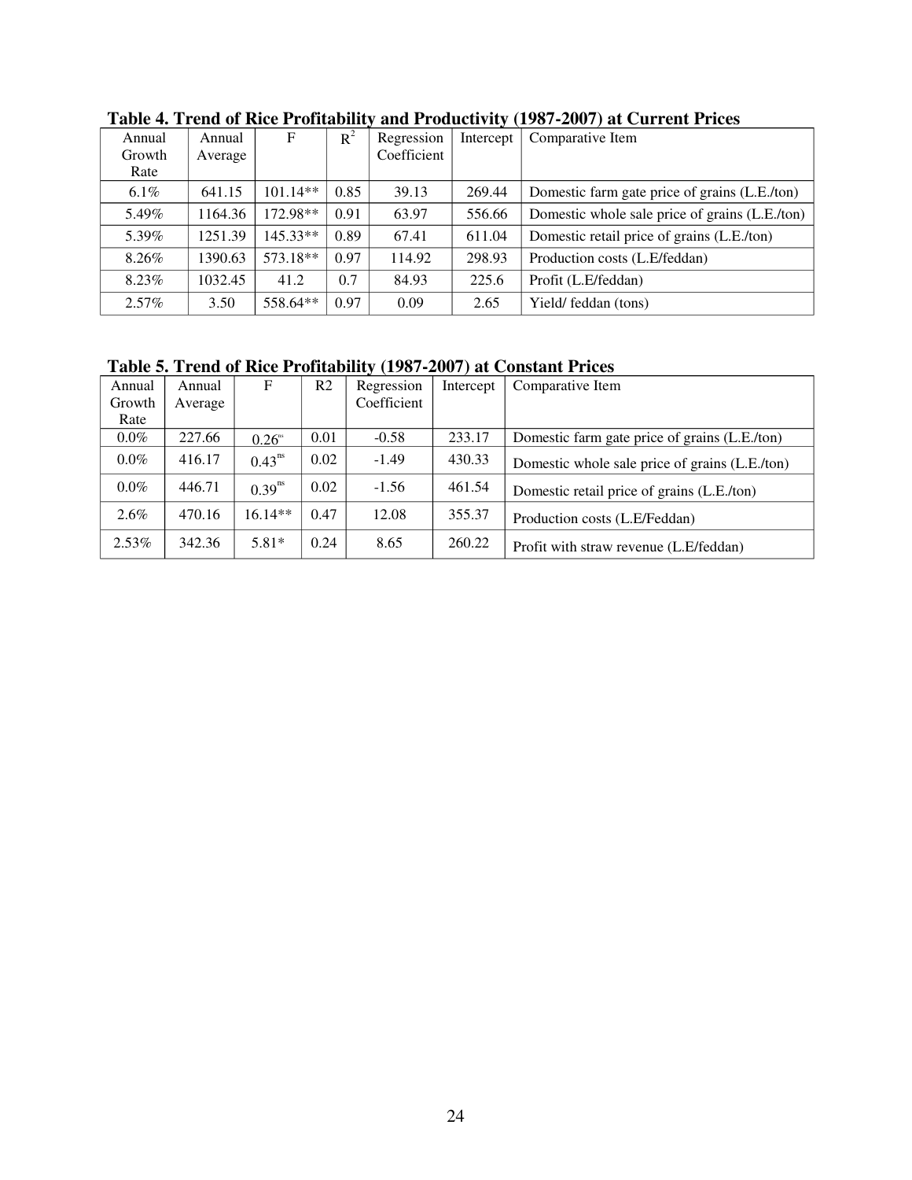**Table 4. Trend of Rice Profitability and Productivity (1987-2007) at Current Prices**

| Annual Growth Rate | Annual Average | F | $R^2$ | Regression Coefficient | Intercept | Comparative Item |
|---|---|---|---|---|---|---|
| 6.1% | 641.15 | 101.14** | 0.85 | 39.13 | 269.44 | Domestic farm gate price of grains (L.E./ton) |
| 5.49% | 1164.36 | 172.98** | 0.91 | 63.97 | 556.66 | Domestic whole sale price of grains (L.E./ton) |
| 5.39% | 1251.39 | 145.33** | 0.89 | 67.41 | 611.04 | Domestic retail price of grains (L.E./ton) |
| 8.26% | 1390.63 | 573.18** | 0.97 | 114.92 | 298.93 | Production costs (L.E/feddan) |
| 8.23% | 1032.45 | 41.2 | 0.7 | 84.93 | 225.6 | Profit (L.E/feddan) |
| 2.57% | 3.50 | 558.64** | 0.97 | 0.09 | 2.65 | Yield/ feddan (tons) |

**Table 5. Trend of Rice Profitability (1987-2007) at Constant Prices**

| Annual Growth Rate | Annual Average | F | R2 | Regression Coefficient | Intercept | Comparative Item |
|---|---|---|---|---|---|---|
| 0.0% | 227.66 | $0.26^{ns}$ | 0.01 | -0.58 | 233.17 | Domestic farm gate price of grains (L.E./ton) |
| 0.0% | 416.17 | $0.43^{ns}$ | 0.02 | -1.49 | 430.33 | Domestic whole sale price of grains (L.E./ton) |
| 0.0% | 446.71 | $0.39^{ns}$ | 0.02 | -1.56 | 461.54 | Domestic retail price of grains (L.E./ton) |
| 2.6% | 470.16 | 16.14** | 0.47 | 12.08 | 355.37 | Production costs (L.E/Feddan) |
| 2.53% | 342.36 | 5.81* | 0.24 | 8.65 | 260.22 | Profit with straw revenue (L.E/feddan) |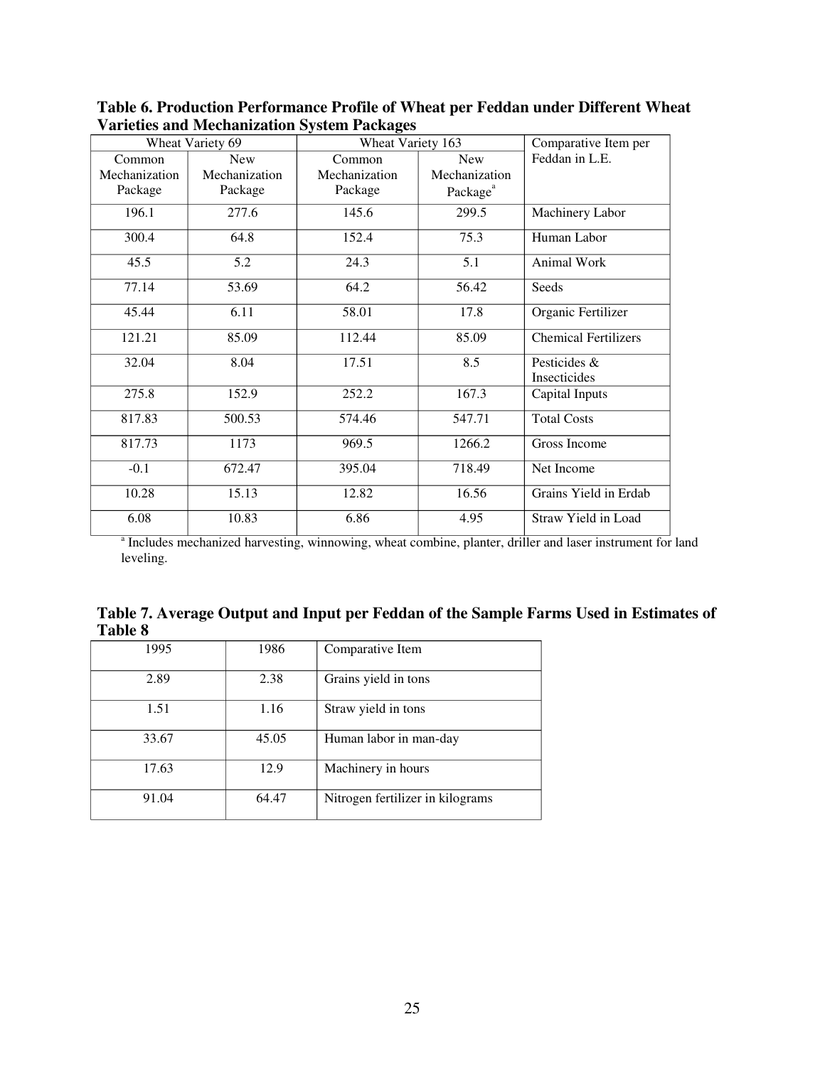**Table 6. Production Performance Profile of Wheat per Feddan under Different Wheat Varieties and Mechanization System Packages**

| Wheat Variety 69 | | Wheat Variety 163 | | Comparative Item per Feddan in L.E. |
|---|---|---|---|---|
| Common Mechanization Package | New Mechanization Package | Common Mechanization Package | New Mechanization Package[a] | |
| 196.1 | 277.6 | 145.6 | 299.5 | Machinery Labor |
| 300.4 | 64.8 | 152.4 | 75.3 | Human Labor |
| 45.5 | 5.2 | 24.3 | 5.1 | Animal Work |
| 77.14 | 53.69 | 64.2 | 56.42 | Seeds |
| 45.44 | 6.11 | 58.01 | 17.8 | Organic Fertilizer |
| 121.21 | 85.09 | 112.44 | 85.09 | Chemical Fertilizers |
| 32.04 | 8.04 | 17.51 | 8.5 | Pesticides & Insecticides |
| 275.8 | 152.9 | 252.2 | 167.3 | Capital Inputs |
| 817.83 | 500.53 | 574.46 | 547.71 | Total Costs |
| 817.73 | 1173 | 969.5 | 1266.2 | Gross Income |
| -0.1 | 672.47 | 395.04 | 718.49 | Net Income |
| 10.28 | 15.13 | 12.82 | 16.56 | Grains Yield in Erdab |
| 6.08 | 10.83 | 6.86 | 4.95 | Straw Yield in Load |

[a] Includes mechanized harvesting, winnowing, wheat combine, planter, driller and laser instrument for land leveling.

**Table 7. Average Output and Input per Feddan of the Sample Farms Used in Estimates of Table 8**

| 1995 | 1986 | Comparative Item |
|---|---|---|
| 2.89 | 2.38 | Grains yield in tons |
| 1.51 | 1.16 | Straw yield in tons |
| 33.67 | 45.05 | Human labor in man-day |
| 17.63 | 12.9 | Machinery in hours |
| 91.04 | 64.47 | Nitrogen fertilizer in kilograms |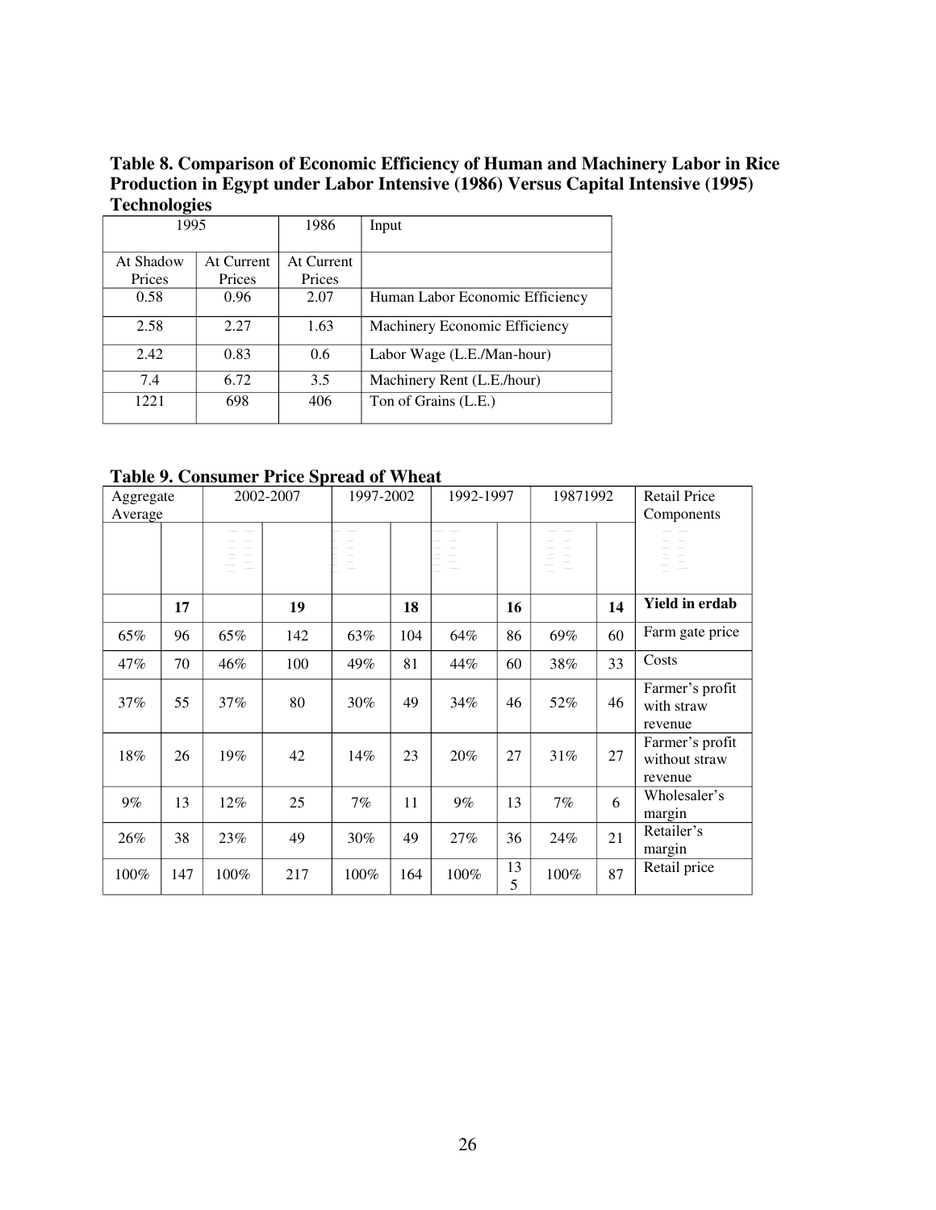**Table 8. Comparison of Economic Efficiency of Human and Machinery Labor in Rice Production in Egypt under Labor Intensive (1986) Versus Capital Intensive (1995) Technologies**

| 1995 | | 1986 | Input |
|---|---|---|---|
| At Shadow Prices | At Current Prices | At Current Prices | |
| 0.58 | 0.96 | 2.07 | Human Labor Economic Efficiency |
| 2.58 | 2.27 | 1.63 | Machinery Economic Efficiency |
| 2.42 | 0.83 | 0.6 | Labor Wage (L.E./Man-hour) |
| 7.4 | 6.72 | 3.5 | Machinery Rent (L.E./hour) |
| 1221 | 698 | 406 | Ton of Grains (L.E.) |

**Table 9. Consumer Price Spread of Wheat**

| Aggregate Average | | 2002-2007 | | 1997-2002 | | 1992-1997 | | 19871992 | | Retail Price Components |
|---|---|---|---|---|---|---|---|---|---|---|
| | | | | | | | | | | |
| | **17** | | **19** | | **18** | | **16** | | **14** | **Yield in erdab** |
| 65% | 96 | 65% | 142 | 63% | 104 | 64% | 86 | 69% | 60 | Farm gate price |
| 47% | 70 | 46% | 100 | 49% | 81 | 44% | 60 | 38% | 33 | Costs |
| 37% | 55 | 37% | 80 | 30% | 49 | 34% | 46 | 52% | 46 | Farmer's profit with straw revenue |
| 18% | 26 | 19% | 42 | 14% | 23 | 20% | 27 | 31% | 27 | Farmer's profit without straw revenue |
| 9% | 13 | 12% | 25 | 7% | 11 | 9% | 13 | 7% | 6 | Wholesaler's margin |
| 26% | 38 | 23% | 49 | 30% | 49 | 27% | 36 | 24% | 21 | Retailer's margin |
| 100% | 147 | 100% | 217 | 100% | 164 | 100% | 135 | 100% | 87 | Retail price |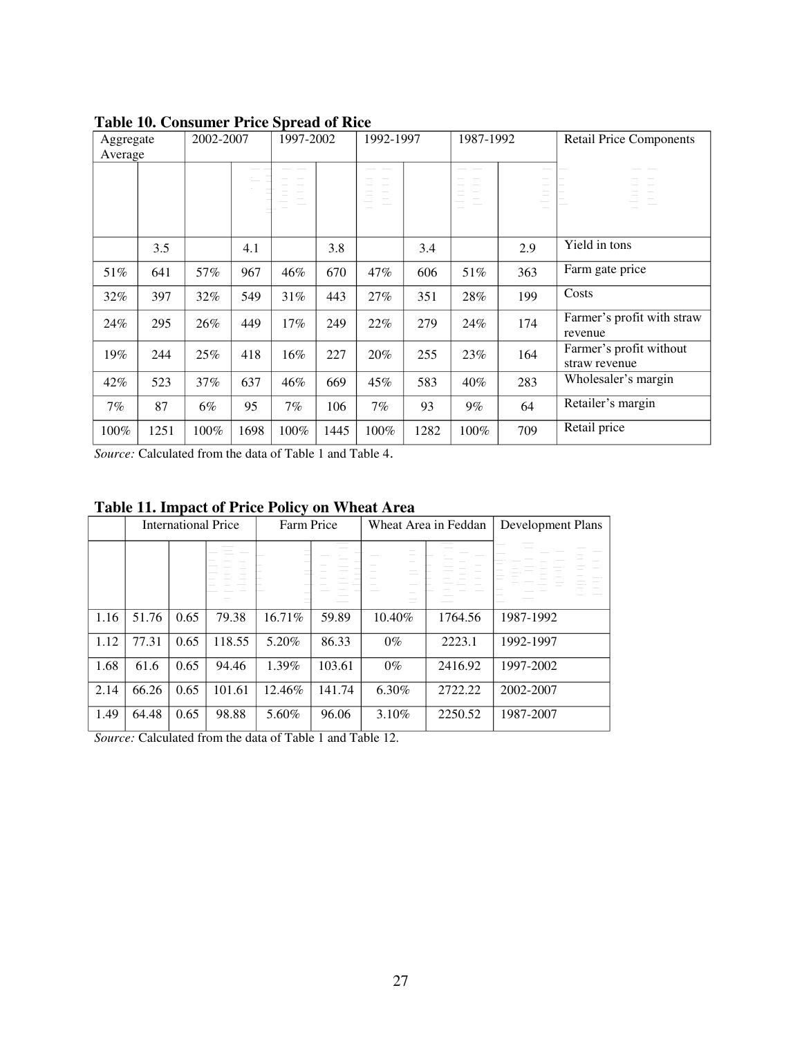**Table 10. Consumer Price Spread of Rice**

| Aggregate Average | | 2002-2007 | | 1997-2002 | | 1992-1997 | | 1987-1992 | | Retail Price Components |
|---|---|---|---|---|---|---|---|---|---|---|
| | | | | | | | | | | |
| | 3.5 | | 4.1 | | 3.8 | | 3.4 | | 2.9 | Yield in tons |
| 51% | 641 | 57% | 967 | 46% | 670 | 47% | 606 | 51% | 363 | Farm gate price |
| 32% | 397 | 32% | 549 | 31% | 443 | 27% | 351 | 28% | 199 | Costs |
| 24% | 295 | 26% | 449 | 17% | 249 | 22% | 279 | 24% | 174 | Farmer's profit with straw revenue |
| 19% | 244 | 25% | 418 | 16% | 227 | 20% | 255 | 23% | 164 | Farmer's profit without straw revenue |
| 42% | 523 | 37% | 637 | 46% | 669 | 45% | 583 | 40% | 283 | Wholesaler's margin |
| 7% | 87 | 6% | 95 | 7% | 106 | 7% | 93 | 9% | 64 | Retailer's margin |
| 100% | 1251 | 100% | 1698 | 100% | 1445 | 100% | 1282 | 100% | 709 | Retail price |

*Source:* Calculated from the data of Table 1 and Table 4.

**Table 11. Impact of Price Policy on Wheat Area**

| | International Price | | | Farm Price | | Wheat Area in Feddan | | Development Plans |
|---|---|---|---|---|---|---|---|---|
| | | | | | | | | |
| 1.16 | 51.76 | 0.65 | 79.38 | 16.71% | 59.89 | 10.40% | 1764.56 | 1987-1992 |
| 1.12 | 77.31 | 0.65 | 118.55 | 5.20% | 86.33 | 0% | 2223.1 | 1992-1997 |
| 1.68 | 61.6 | 0.65 | 94.46 | 1.39% | 103.61 | 0% | 2416.92 | 1997-2002 |
| 2.14 | 66.26 | 0.65 | 101.61 | 12.46% | 141.74 | 6.30% | 2722.22 | 2002-2007 |
| 1.49 | 64.48 | 0.65 | 98.88 | 5.60% | 96.06 | 3.10% | 2250.52 | 1987-2007 |

*Source:* Calculated from the data of Table 1 and Table 12.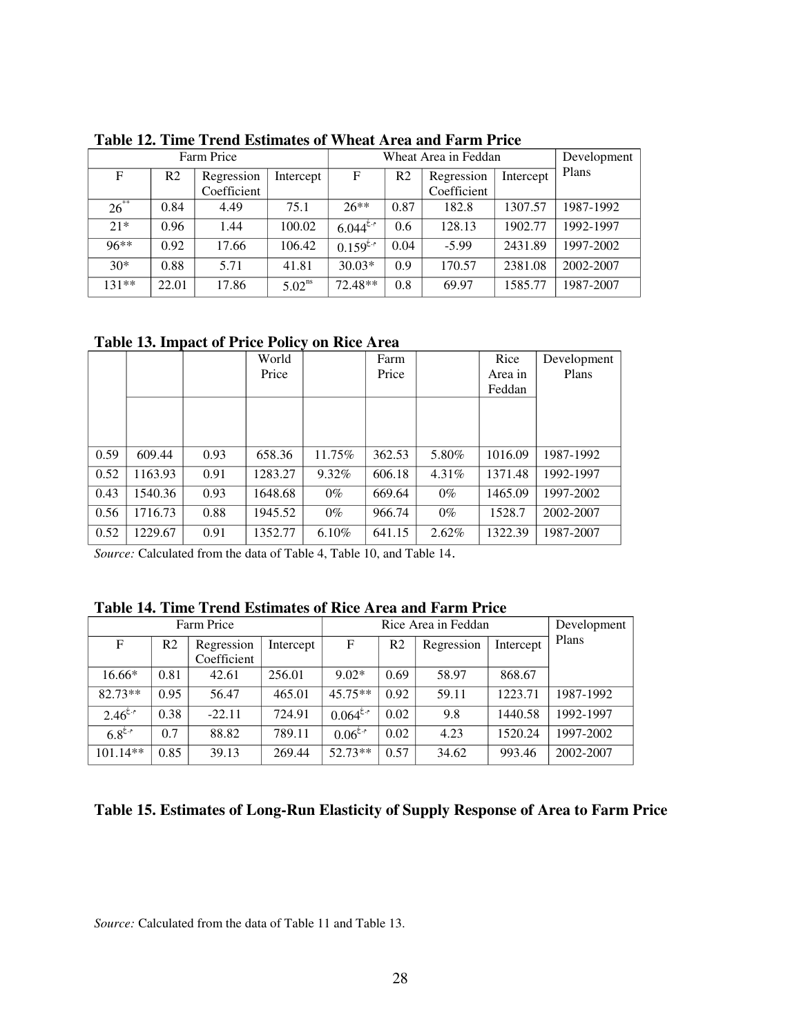**Table 12. Time Trend Estimates of Wheat Area and Farm Price**

| Farm Price | | | | Wheat Area in Feddan | | | | Development Plans |
|---|---|---|---|---|---|---|---|---|
| F | R2 | Regression Coefficient | Intercept | F | R2 | Regression Coefficient | Intercept | |
| 26** | 0.84 | 4.49 | 75.1 | 26** | 0.87 | 182.8 | 1307.57 | 1987-1992 |
| 21* | 0.96 | 1.44 | 100.02 | 6.044[غ.م] | 0.6 | 128.13 | 1902.77 | 1992-1997 |
| 96** | 0.92 | 17.66 | 106.42 | 0.159[غ.م] | 0.04 | -5.99 | 2431.89 | 1997-2002 |
| 30* | 0.88 | 5.71 | 41.81 | 30.03* | 0.9 | 170.57 | 2381.08 | 2002-2007 |
| 131** | 22.01 | 17.86 | 5.02[ns] | 72.48** | 0.8 | 69.97 | 1585.77 | 1987-2007 |

**Table 13. Impact of Price Policy on Rice Area**

| | | | World Price | | Farm Price | | Rice Area in Feddan | Development Plans |
|---|---|---|---|---|---|---|---|---|
| 0.59 | 609.44 | 0.93 | 658.36 | 11.75% | 362.53 | 5.80% | 1016.09 | 1987-1992 |
| 0.52 | 1163.93 | 0.91 | 1283.27 | 9.32% | 606.18 | 4.31% | 1371.48 | 1992-1997 |
| 0.43 | 1540.36 | 0.93 | 1648.68 | 0% | 669.64 | 0% | 1465.09 | 1997-2002 |
| 0.56 | 1716.73 | 0.88 | 1945.52 | 0% | 966.74 | 0% | 1528.7 | 2002-2007 |
| 0.52 | 1229.67 | 0.91 | 1352.77 | 6.10% | 641.15 | 2.62% | 1322.39 | 1987-2007 |

*Source:* Calculated from the data of Table 4, Table 10, and Table 14.

**Table 14. Time Trend Estimates of Rice Area and Farm Price**

| Farm Price | | | | Rice Area in Feddan | | | | Development Plans |
|---|---|---|---|---|---|---|---|---|
| F | R2 | Regression Coefficient | Intercept | F | R2 | Regression | Intercept | |
| 16.66* | 0.81 | 42.61 | 256.01 | 9.02* | 0.69 | 58.97 | 868.67 | |
| 82.73** | 0.95 | 56.47 | 465.01 | 45.75** | 0.92 | 59.11 | 1223.71 | 1987-1992 |
| 2.46[غ.م] | 0.38 | -22.11 | 724.91 | 0.064[غ.م] | 0.02 | 9.8 | 1440.58 | 1992-1997 |
| 6.8[غ.م] | 0.7 | 88.82 | 789.11 | 0.06[غ.م] | 0.02 | 4.23 | 1520.24 | 1997-2002 |
| 101.14** | 0.85 | 39.13 | 269.44 | 52.73** | 0.57 | 34.62 | 993.46 | 2002-2007 |

**Table 15. Estimates of Long-Run Elasticity of Supply Response of Area to Farm Price**

*Source:* Calculated from the data of Table 11 and Table 13.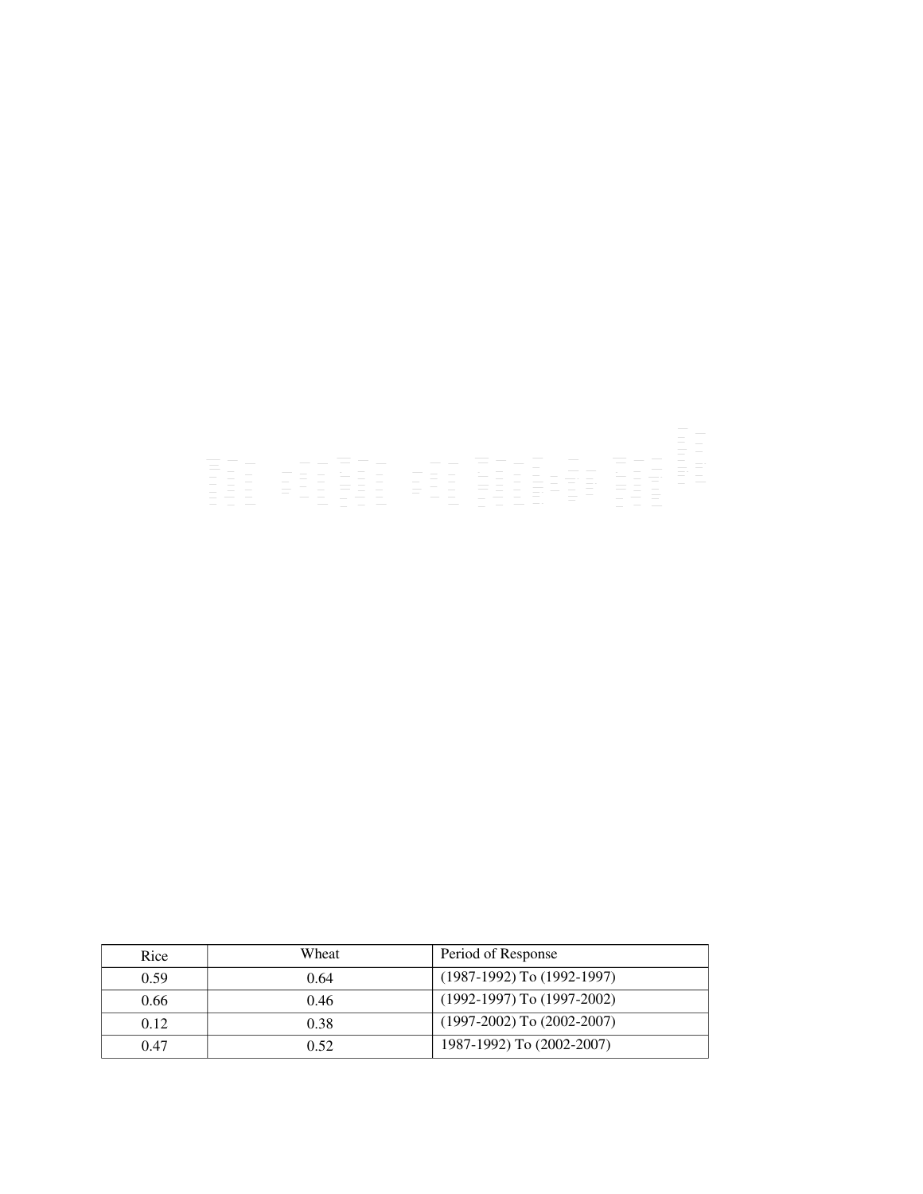| Rice | Wheat | Period of Response |
| --- | --- | --- |
| 0.59 | 0.64 | (1987-1992) To (1992-1997) |
| 0.66 | 0.46 | (1992-1997) To (1997-2002) |
| 0.12 | 0.38 | (1997-2002) To (2002-2007) |
| 0.47 | 0.52 | 1987-1992) To (2002-2007) |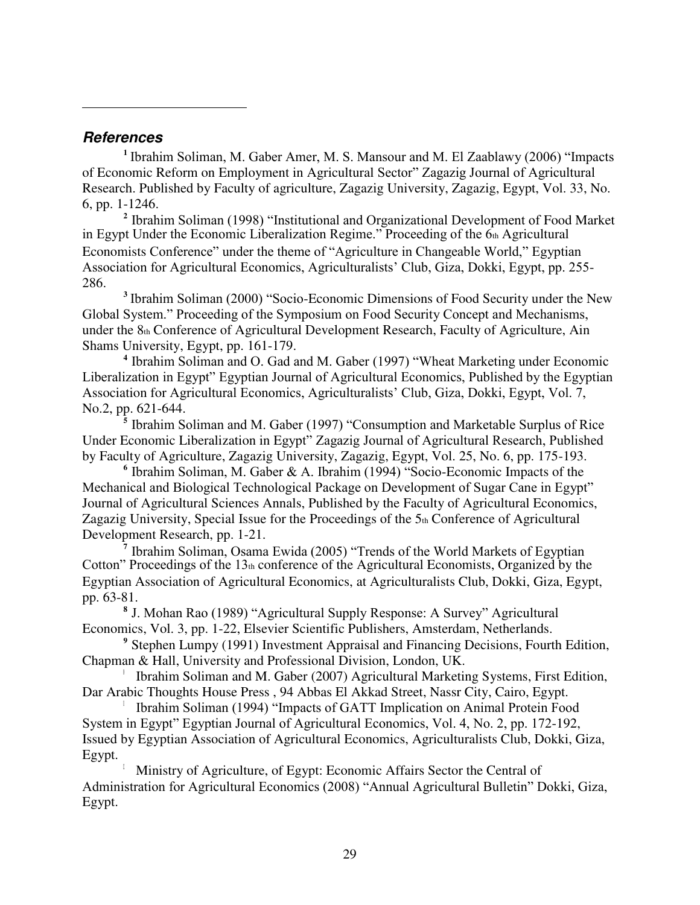## References

[1] Ibrahim Soliman, M. Gaber Amer, M. S. Mansour and M. El Zaablawy (2006) "Impacts of Economic Reform on Employment in Agricultural Sector" Zagazig Journal of Agricultural Research. Published by Faculty of agriculture, Zagazig University, Zagazig, Egypt, Vol. 33, No. 6, pp. 1-1246.

[2] Ibrahim Soliman (1998) "Institutional and Organizational Development of Food Market in Egypt Under the Economic Liberalization Regime." Proceeding of the 6th Agricultural Economists Conference" under the theme of "Agriculture in Changeable World," Egyptian Association for Agricultural Economics, Agriculturalists' Club, Giza, Dokki, Egypt, pp. 255-286.

[3] Ibrahim Soliman (2000) "Socio-Economic Dimensions of Food Security under the New Global System." Proceeding of the Symposium on Food Security Concept and Mechanisms, under the 8th Conference of Agricultural Development Research, Faculty of Agriculture, Ain Shams University, Egypt, pp. 161-179.

[4] Ibrahim Soliman and O. Gad and M. Gaber (1997) "Wheat Marketing under Economic Liberalization in Egypt" Egyptian Journal of Agricultural Economics, Published by the Egyptian Association for Agricultural Economics, Agriculturalists' Club, Giza, Dokki, Egypt, Vol. 7, No.2, pp. 621-644.

[5] Ibrahim Soliman and M. Gaber (1997) "Consumption and Marketable Surplus of Rice Under Economic Liberalization in Egypt" Zagazig Journal of Agricultural Research, Published by Faculty of Agriculture, Zagazig University, Zagazig, Egypt, Vol. 25, No. 6, pp. 175-193.

[6] Ibrahim Soliman, M. Gaber & A. Ibrahim (1994) "Socio-Economic Impacts of the Mechanical and Biological Technological Package on Development of Sugar Cane in Egypt" Journal of Agricultural Sciences Annals, Published by the Faculty of Agricultural Economics, Zagazig University, Special Issue for the Proceedings of the 5th Conference of Agricultural Development Research, pp. 1-21.

[7] Ibrahim Soliman, Osama Ewida (2005) "Trends of the World Markets of Egyptian Cotton" Proceedings of the 13th conference of the Agricultural Economists, Organized by the Egyptian Association of Agricultural Economics, at Agriculturalists Club, Dokki, Giza, Egypt, pp. 63-81.

[8] J. Mohan Rao (1989) "Agricultural Supply Response: A Survey" Agricultural Economics, Vol. 3, pp. 1-22, Elsevier Scientific Publishers, Amsterdam, Netherlands.

[9] Stephen Lumpy (1991) Investment Appraisal and Financing Decisions, Fourth Edition, Chapman & Hall, University and Professional Division, London, UK.

[1] Ibrahim Soliman and M. Gaber (2007) Agricultural Marketing Systems, First Edition, Dar Arabic Thoughts House Press , 94 Abbas El Akkad Street, Nassr City, Cairo, Egypt.

[1] Ibrahim Soliman (1994) "Impacts of GATT Implication on Animal Protein Food System in Egypt" Egyptian Journal of Agricultural Economics, Vol. 4, No. 2, pp. 172-192, Issued by Egyptian Association of Agricultural Economics, Agriculturalists Club, Dokki, Giza, Egypt.

[1] Ministry of Agriculture, of Egypt: Economic Affairs Sector the Central of Administration for Agricultural Economics (2008) "Annual Agricultural Bulletin" Dokki, Giza, Egypt.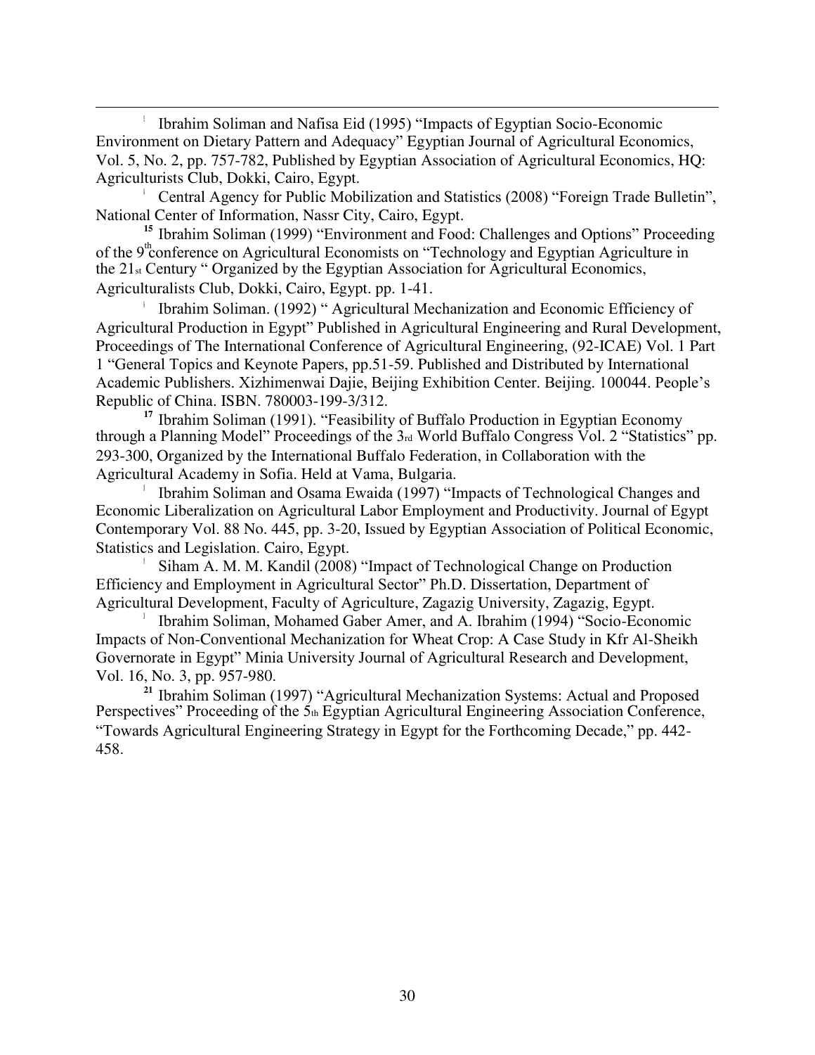[1] Ibrahim Soliman and Nafisa Eid (1995) "Impacts of Egyptian Socio-Economic Environment on Dietary Pattern and Adequacy" Egyptian Journal of Agricultural Economics, Vol. 5, No. 2, pp. 757-782, Published by Egyptian Association of Agricultural Economics, HQ: Agriculturists Club, Dokki, Cairo, Egypt.

[1] Central Agency for Public Mobilization and Statistics (2008) "Foreign Trade Bulletin", National Center of Information, Nassr City, Cairo, Egypt.

[15] Ibrahim Soliman (1999) "Environment and Food: Challenges and Options" Proceeding of the 9th conference on Agricultural Economists on "Technology and Egyptian Agriculture in the 21st Century " Organized by the Egyptian Association for Agricultural Economics, Agriculturalists Club, Dokki, Cairo, Egypt. pp. 1-41.

[1] Ibrahim Soliman. (1992) " Agricultural Mechanization and Economic Efficiency of Agricultural Production in Egypt" Published in Agricultural Engineering and Rural Development, Proceedings of The International Conference of Agricultural Engineering, (92-ICAE) Vol. 1 Part 1 "General Topics and Keynote Papers, pp.51-59. Published and Distributed by International Academic Publishers. Xizhimenwai Dajie, Beijing Exhibition Center. Beijing. 100044. People's Republic of China. ISBN. 780003-199-3/312.

[17] Ibrahim Soliman (1991). "Feasibility of Buffalo Production in Egyptian Economy through a Planning Model" Proceedings of the 3rd World Buffalo Congress Vol. 2 "Statistics" pp. 293-300, Organized by the International Buffalo Federation, in Collaboration with the Agricultural Academy in Sofia. Held at Vama, Bulgaria.

[1] Ibrahim Soliman and Osama Ewaida (1997) "Impacts of Technological Changes and Economic Liberalization on Agricultural Labor Employment and Productivity. Journal of Egypt Contemporary Vol. 88 No. 445, pp. 3-20, Issued by Egyptian Association of Political Economic, Statistics and Legislation. Cairo, Egypt.

[1] Siham A. M. M. Kandil (2008) "Impact of Technological Change on Production Efficiency and Employment in Agricultural Sector" Ph.D. Dissertation, Department of Agricultural Development, Faculty of Agriculture, Zagazig University, Zagazig, Egypt.

[1] Ibrahim Soliman, Mohamed Gaber Amer, and A. Ibrahim (1994) "Socio-Economic Impacts of Non-Conventional Mechanization for Wheat Crop: A Case Study in Kfr Al-Sheikh Governorate in Egypt" Minia University Journal of Agricultural Research and Development, Vol. 16, No. 3, pp. 957-980.

[21] Ibrahim Soliman (1997) "Agricultural Mechanization Systems: Actual and Proposed Perspectives" Proceeding of the 5th Egyptian Agricultural Engineering Association Conference, "Towards Agricultural Engineering Strategy in Egypt for the Forthcoming Decade," pp. 442-458.